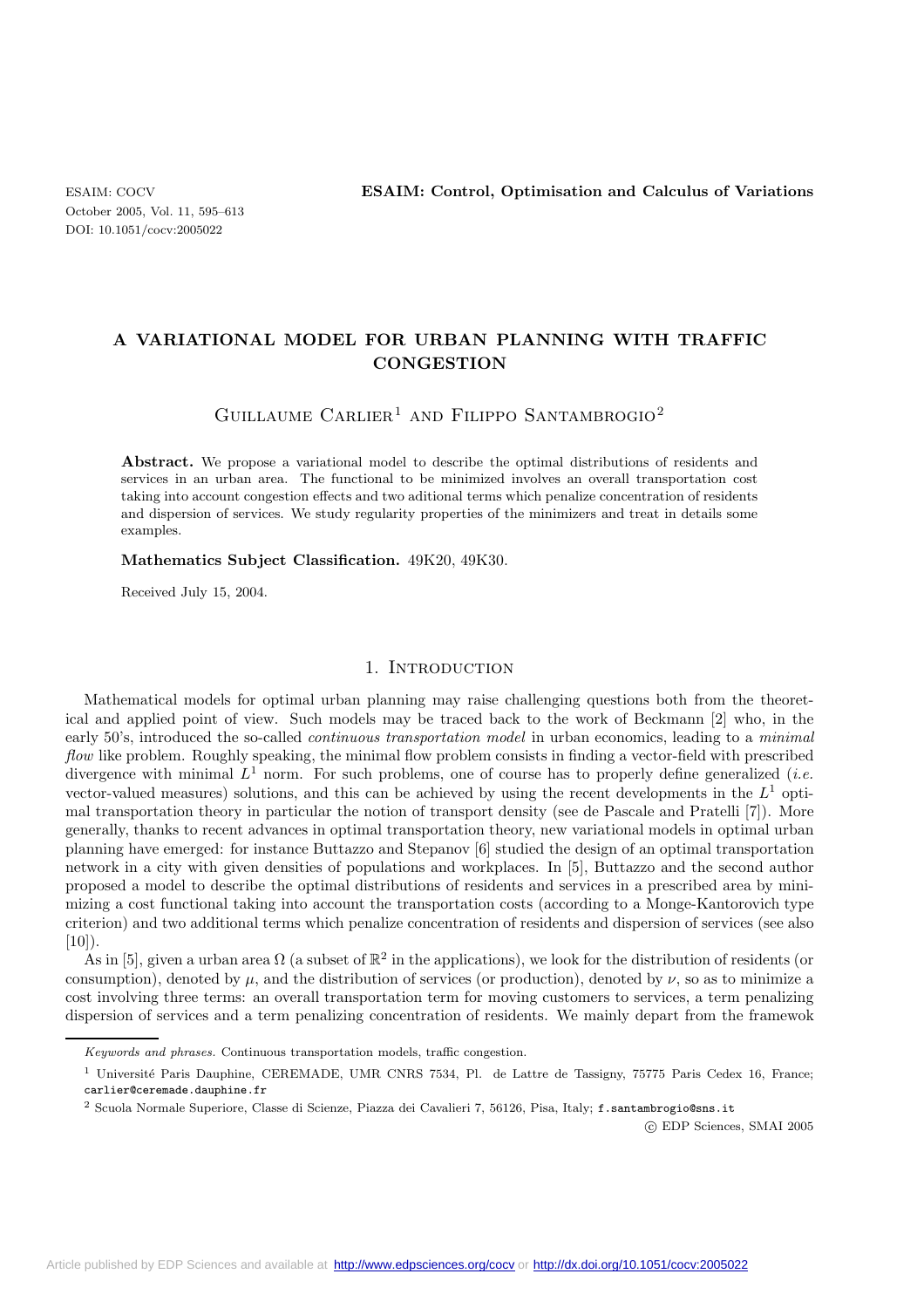# A VARIATIONAL MODEL FOR URBAN PLANNING WITH TRAFFIC CONGESTION

Guillaume Carlier[1] and Filippo Santambrogio[2]

**Abstract.** We propose a variational model to describe the optimal distributions of residents and services in an urban area. The functional to be minimized involves an overall transportation cost taking into account congestion effects and two aditional terms which penalize concentration of residents and dispersion of services. We study regularity properties of the minimizers and treat in details some examples.

**Mathematics Subject Classification.** 49K20, 49K30.

Received July 15, 2004.

## 1. Introduction

Mathematical models for optimal urban planning may raise challenging questions both from the theoretical and applied point of view. Such models may be traced back to the work of Beckmann [2] who, in the early 50's, introduced the so-called *continuous transportation model* in urban economics, leading to a *minimal flow* like problem. Roughly speaking, the minimal flow problem consists in finding a vector-field with prescribed divergence with minimal $L^1$ norm. For such problems, one of course has to properly define generalized (*i.e.* vector-valued measures) solutions, and this can be achieved by using the recent developments in the $L^1$ optimal transportation theory in particular the notion of transport density (see de Pascale and Pratelli [7]). More generally, thanks to recent advances in optimal transportation theory, new variational models in optimal urban planning have emerged: for instance Buttazzo and Stepanov [6] studied the design of an optimal transportation network in a city with given densities of populations and workplaces. In [5], Buttazzo and the second author proposed a model to describe the optimal distributions of residents and services in a prescribed area by minimizing a cost functional taking into account the transportation costs (according to a Monge-Kantorovich type criterion) and two additional terms which penalize concentration of residents and dispersion of services (see also [10]).

As in [5], given a urban area $\Omega$ (a subset of $\mathbb{R}^2$ in the applications), we look for the distribution of residents (or consumption), denoted by $\mu$, and the distribution of services (or production), denoted by $\nu$, so as to minimize a cost involving three terms: an overall transportation term for moving customers to services, a term penalizing dispersion of services and a term penalizing concentration of residents. We mainly depart from the framewok

*Keywords and phrases.* Continuous transportation models, traffic congestion.

[1] Université Paris Dauphine, CEREMADE, UMR CNRS 7534, Pl. de Lattre de Tassigny, 75775 Paris Cedex 16, France; carlier@ceremade.dauphine.fr

[2] Scuola Normale Superiore, Classe di Scienze, Piazza dei Cavalieri 7, 56126, Pisa, Italy; f.santambrogio@sns.it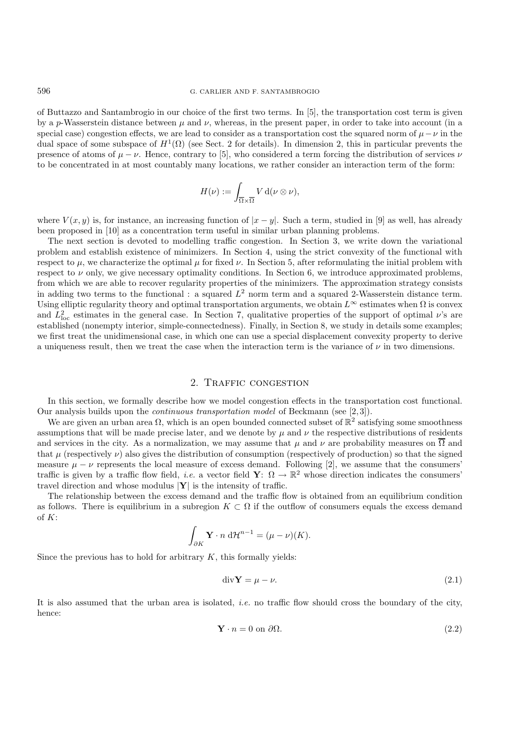of Buttazzo and Santambrogio in our choice of the first two terms. In [5], the transportation cost term is given by a $p$-Wasserstein distance between $\mu$ and $\nu$, whereas, in the present paper, in order to take into account (in a special case) congestion effects, we are lead to consider as a transportation cost the squared norm of $\mu - \nu$ in the dual space of some subspace of $H^1(\Omega)$ (see Sect. 2 for details). In dimension 2, this in particular prevents the presence of atoms of $\mu - \nu$. Hence, contrary to [5], who considered a term forcing the distribution of services $\nu$ to be concentrated in at most countably many locations, we rather consider an interaction term of the form:

$$H(\nu) := \int_{\overline{\Omega} \times \overline{\Omega}} V \, \mathrm{d}(\nu \otimes \nu),$$

where $V(x, y)$ is, for instance, an increasing function of $|x - y|$. Such a term, studied in [9] as well, has already been proposed in [10] as a concentration term useful in similar urban planning problems.

The next section is devoted to modelling traffic congestion. In Section 3, we write down the variational problem and establish existence of minimizers. In Section 4, using the strict convexity of the functional with respect to $\mu$, we characterize the optimal $\mu$ for fixed $\nu$. In Section 5, after reformulating the initial problem with respect to $\nu$ only, we give necessary optimality conditions. In Section 6, we introduce approximated problems, from which we are able to recover regularity properties of the minimizers. The approximation strategy consists in adding two terms to the functional : a squared $L^2$ norm term and a squared 2-Wasserstein distance term. Using elliptic regularity theory and optimal transportation arguments, we obtain $L^\infty$ estimates when $\Omega$ is convex and $L^2_{\mathrm{loc}}$ estimates in the general case. In Section 7, qualitative properties of the support of optimal $\nu$'s are established (nonempty interior, simple-connectedness). Finally, in Section 8, we study in details some examples; we first treat the unidimensional case, in which one can use a special displacement convexity property to derive a uniqueness result, then we treat the case when the interaction term is the variance of $\nu$ in two dimensions.

## 2. Traffic congestion

In this section, we formally describe how we model congestion effects in the transportation cost functional. Our analysis builds upon the *continuous transportation model* of Beckmann (see [2,3]).

We are given an urban area $\Omega$, which is an open bounded connected subset of $\mathbb{R}^2$ satisfying some smoothness assumptions that will be made precise later, and we denote by $\mu$ and $\nu$ the respective distributions of residents and services in the city. As a normalization, we may assume that $\mu$ and $\nu$ are probability measures on $\overline{\Omega}$ and that $\mu$ (respectively $\nu$) also gives the distribution of consumption (respectively of production) so that the signed measure $\mu - \nu$ represents the local measure of excess demand. Following [2], we assume that the consumers' traffic is given by a traffic flow field, *i.e.* a vector field $\mathbf{Y}\colon \Omega \to \mathbb{R}^2$ whose direction indicates the consumers' travel direction and whose modulus $|\mathbf{Y}|$ is the intensity of traffic.

The relationship between the excess demand and the traffic flow is obtained from an equilibrium condition as follows. There is equilibrium in a subregion $K \subset \Omega$ if the outflow of consumers equals the excess demand of $K$:

$$\int_{\partial K} \mathbf{Y} \cdot n \, \mathrm{d}\mathcal{H}^{n-1} = (\mu - \nu)(K).$$

Since the previous has to hold for arbitrary $K$, this formally yields:

$$\operatorname{div} \mathbf{Y} = \mu - \nu. \tag{2.1}$$

It is also assumed that the urban area is isolated, *i.e.* no traffic flow should cross the boundary of the city, hence:

$$\mathbf{Y} \cdot n = 0 \text{ on } \partial\Omega. \tag{2.2}$$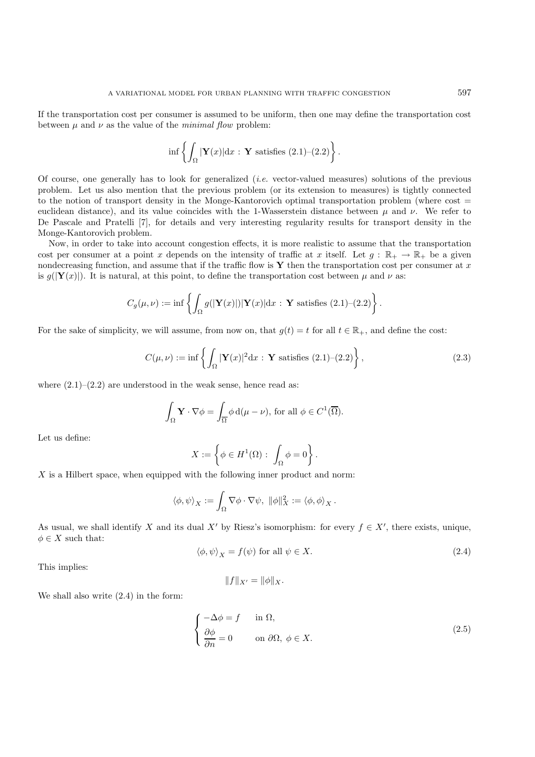If the transportation cost per consumer is assumed to be uniform, then one may define the transportation cost between $\mu$ and $\nu$ as the value of the *minimal flow* problem:

$$\inf \left\{ \int_\Omega |\mathbf{Y}(x)| \mathrm{d}x \, : \, \mathbf{Y} \text{ satisfies (2.1)–(2.2)} \right\}.$$

Of course, one generally has to look for generalized (*i.e.* vector-valued measures) solutions of the previous problem. Let us also mention that the previous problem (or its extension to measures) is tightly connected to the notion of transport density in the Monge-Kantorovich optimal transportation problem (where cost = euclidean distance), and its value coincides with the 1-Wasserstein distance between $\mu$ and $\nu$. We refer to De Pascale and Pratelli [7], for details and very interesting regularity results for transport density in the Monge-Kantorovich problem.

Now, in order to take into account congestion effects, it is more realistic to assume that the transportation cost per consumer at a point $x$ depends on the intensity of traffic at $x$ itself. Let $g : \mathbb{R}_+ \to \mathbb{R}_+$ be a given nondecreasing function, and assume that if the traffic flow is $\mathbf{Y}$ then the transportation cost per consumer at $x$ is $g(|\mathbf{Y}(x)|)$. It is natural, at this point, to define the transportation cost between $\mu$ and $\nu$ as:

$$C_g(\mu, \nu) := \inf \left\{ \int_\Omega g(|\mathbf{Y}(x)|)|\mathbf{Y}(x)| \mathrm{d}x \, : \, \mathbf{Y} \text{ satisfies (2.1)–(2.2)} \right\}.$$

For the sake of simplicity, we will assume, from now on, that $g(t) = t$ for all $t \in \mathbb{R}_+$, and define the cost:

$$C(\mu, \nu) := \inf \left\{ \int_\Omega |\mathbf{Y}(x)|^2 \mathrm{d}x \, : \, \mathbf{Y} \text{ satisfies (2.1)–(2.2)} \right\}, \tag{2.3}$$

where (2.1)–(2.2) are understood in the weak sense, hence read as:

$$\int_\Omega \mathbf{Y} \cdot \nabla \phi = \int_{\overline{\Omega}} \phi \, \mathrm{d}(\mu - \nu), \text{ for all } \phi \in C^1(\overline{\Omega}).$$

Let us define:

$$X := \left\{ \phi \in H^1(\Omega) \, : \, \int_\Omega \phi = 0 \right\}.$$

$X$ is a Hilbert space, when equipped with the following inner product and norm:

$$\langle \phi, \psi \rangle_X := \int_\Omega \nabla \phi \cdot \nabla \psi, \;\; \|\phi\|_X^2 := \langle \phi, \phi \rangle_X .$$

As usual, we shall identify $X$ and its dual $X'$ by Riesz's isomorphism: for every $f \in X'$, there exists, unique, $\phi \in X$ such that:

$$\langle \phi, \psi \rangle_X = f(\psi) \text{ for all } \psi \in X. \tag{2.4}$$

This implies:

$$\|f\|_{X'} = \|\phi\|_X .$$

We shall also write (2.4) in the form:

$$\begin{cases} -\Delta \phi = f & \text{in } \Omega, \\ \dfrac{\partial \phi}{\partial n} = 0 & \text{on } \partial\Omega, \; \phi \in X. \end{cases} \tag{2.5}$$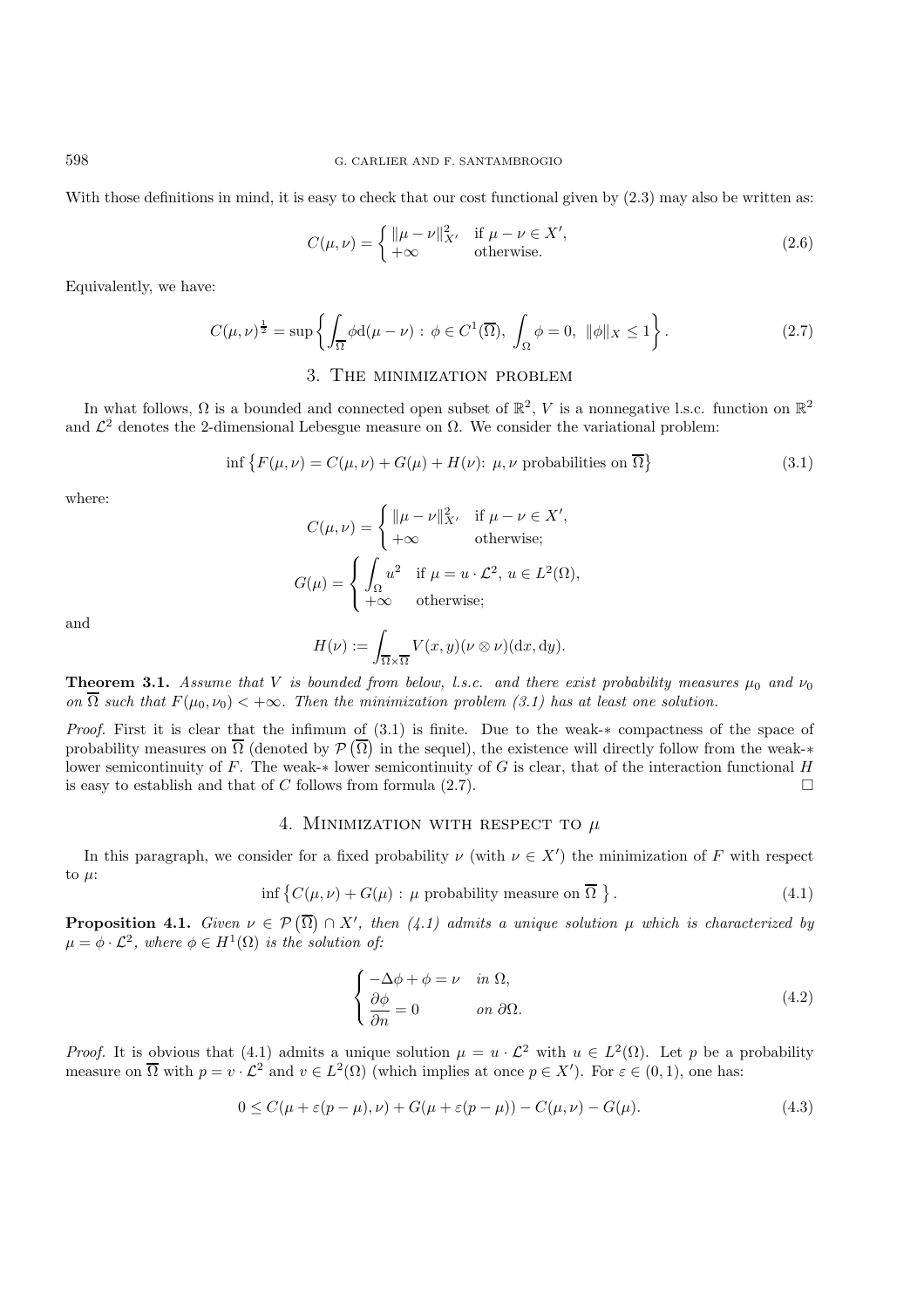With those definitions in mind, it is easy to check that our cost functional given by (2.3) may also be written as:

$$C(\mu,\nu) = \begin{cases} \|\mu-\nu\|_{X'}^2 & \text{if } \mu-\nu \in X', \\ +\infty & \text{otherwise.} \end{cases} \tag{2.6}$$

Equivalently, we have:

$$C(\mu,\nu)^{\frac{1}{2}} = \sup\left\{ \int_{\overline{\Omega}} \phi \mathrm{d}(\mu-\nu) \, : \, \phi \in C^1(\overline{\Omega}), \ \int_\Omega \phi = 0, \ \|\phi\|_X \le 1 \right\}. \tag{2.7}$$

## 3. The minimization problem

In what follows, $\Omega$ is a bounded and connected open subset of $\mathbb{R}^2$, $V$ is a nonnegative l.s.c. function on $\mathbb{R}^2$ and $\mathcal{L}^2$ denotes the 2-dimensional Lebesgue measure on $\Omega$. We consider the variational problem:

$$\inf\left\{ F(\mu,\nu) = C(\mu,\nu) + G(\mu) + H(\nu) \colon \mu,\nu \text{ probabilities on } \overline{\Omega} \right\} \tag{3.1}$$

where:

$$C(\mu,\nu) = \begin{cases} \|\mu-\nu\|_{X'}^2 & \text{if } \mu-\nu \in X', \\ +\infty & \text{otherwise;} \end{cases}$$

$$G(\mu) = \begin{cases} \displaystyle\int_\Omega u^2 & \text{if } \mu = u\cdot\mathcal{L}^2, \ u \in L^2(\Omega), \\ +\infty & \text{otherwise;} \end{cases}$$

and

$$H(\nu) := \int_{\overline{\Omega}\times\overline{\Omega}} V(x,y)(\nu\otimes\nu)(\mathrm{d}x,\mathrm{d}y).$$

**Theorem 3.1.** *Assume that $V$ is bounded from below, l.s.c. and there exist probability measures $\mu_0$ and $\nu_0$ on $\overline{\Omega}$ such that $F(\mu_0,\nu_0) < +\infty$. Then the minimization problem (3.1) has at least one solution.*

*Proof.* First it is clear that the infimum of (3.1) is finite. Due to the weak-$*$ compactness of the space of probability measures on $\overline{\Omega}$ (denoted by $\mathcal{P}(\overline{\Omega})$ in the sequel), the existence will directly follow from the weak-$*$ lower semicontinuity of $F$. The weak-$*$ lower semicontinuity of $G$ is clear, that of the interaction functional $H$ is easy to establish and that of $C$ follows from formula (2.7). □

## 4. Minimization with respect to $\mu$

In this paragraph, we consider for a fixed probability $\nu$ (with $\nu \in X'$) the minimization of $F$ with respect to $\mu$:

$$\inf\left\{ C(\mu,\nu) + G(\mu) \, : \, \mu \text{ probability measure on } \overline{\Omega} \right\}. \tag{4.1}$$

**Proposition 4.1.** *Given $\nu \in \mathcal{P}(\overline{\Omega}) \cap X'$, then (4.1) admits a unique solution $\mu$ which is characterized by $\mu = \phi\cdot\mathcal{L}^2$, where $\phi \in H^1(\Omega)$ is the solution of:*

$$\begin{cases} -\Delta\phi + \phi = \nu & \text{in } \Omega, \\ \dfrac{\partial\phi}{\partial n} = 0 & \text{on } \partial\Omega. \end{cases} \tag{4.2}$$

*Proof.* It is obvious that (4.1) admits a unique solution $\mu = u\cdot\mathcal{L}^2$ with $u \in L^2(\Omega)$. Let $p$ be a probability measure on $\overline{\Omega}$ with $p = v\cdot\mathcal{L}^2$ and $v \in L^2(\Omega)$ (which implies at once $p \in X'$). For $\varepsilon \in (0,1)$, one has:

$$0 \le C(\mu + \varepsilon(p-\mu),\nu) + G(\mu + \varepsilon(p-\mu)) - C(\mu,\nu) - G(\mu). \tag{4.3}$$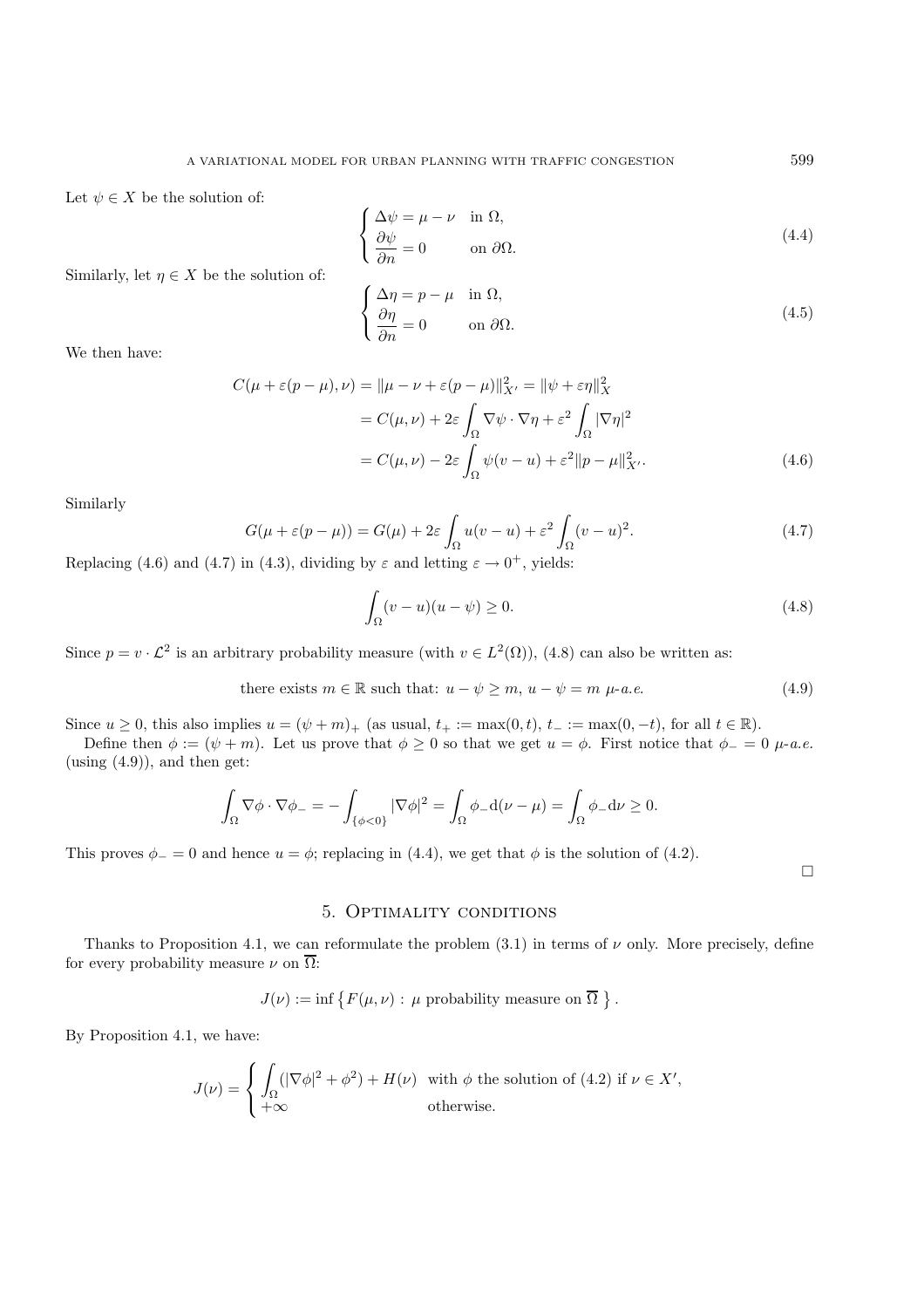Let $\psi \in X$ be the solution of:

$$
\begin{cases}
\Delta\psi = \mu - \nu & \text{in } \Omega, \\
\dfrac{\partial \psi}{\partial n} = 0 & \text{on } \partial\Omega.
\end{cases}
\tag{4.4}
$$

Similarly, let $\eta \in X$ be the solution of:

$$
\begin{cases}
\Delta\eta = p - \mu & \text{in } \Omega, \\
\dfrac{\partial \eta}{\partial n} = 0 & \text{on } \partial\Omega.
\end{cases}
\tag{4.5}
$$

We then have:

$$
\begin{aligned}
C(\mu + \varepsilon(p-\mu), \nu) &= \|\mu - \nu + \varepsilon(p - \mu)\|_{X'}^2 = \|\psi + \varepsilon\eta\|_X^2 \\
&= C(\mu,\nu) + 2\varepsilon \int_\Omega \nabla\psi \cdot \nabla\eta + \varepsilon^2 \int_\Omega |\nabla \eta|^2 \\
&= C(\mu,\nu) - 2\varepsilon \int_\Omega \psi(v-u) + \varepsilon^2 \|p-\mu\|_{X'}^2.
\end{aligned}
\tag{4.6}
$$

Similarly

$$
G(\mu + \varepsilon(p-\mu)) = G(\mu) + 2\varepsilon \int_\Omega u(v-u) + \varepsilon^2 \int_\Omega (v-u)^2. \tag{4.7}
$$

Replacing (4.6) and (4.7) in (4.3), dividing by $\varepsilon$ and letting $\varepsilon \to 0^+$, yields:

$$
\int_\Omega (v-u)(u-\psi) \geq 0. \tag{4.8}
$$

Since $p = v \cdot \mathcal{L}^2$ is an arbitrary probability measure (with $v \in L^2(\Omega)$), (4.8) can also be written as:

$$
\text{there exists } m \in \mathbb{R} \text{ such that: } u - \psi \geq m,\ u - \psi = m \ \mu\text{-a.e.} \tag{4.9}
$$

Since $u \geq 0$, this also implies $u = (\psi + m)_+$ (as usual, $t_+ := \max(0,t)$, $t_- := \max(0,-t)$, for all $t \in \mathbb{R}$).

Define then $\phi := (\psi + m)$. Let us prove that $\phi \geq 0$ so that we get $u = \phi$. First notice that $\phi_- = 0$ $\mu$-*a.e.* (using (4.9)), and then get:

$$
\int_\Omega \nabla\phi \cdot \nabla\phi_- = -\int_{\{\phi<0\}} |\nabla\phi|^2 = \int_\Omega \phi_- \mathrm{d}(\nu - \mu) = \int_\Omega \phi_- \mathrm{d}\nu \geq 0.
$$

This proves $\phi_- = 0$ and hence $u = \phi$; replacing in (4.4), we get that $\phi$ is the solution of (4.2).

□

## 5. Optimality conditions

Thanks to Proposition 4.1, we can reformulate the problem (3.1) in terms of $\nu$ only. More precisely, define for every probability measure $\nu$ on $\overline{\Omega}$:

$$
J(\nu) := \inf \left\{ F(\mu,\nu) : \mu \text{ probability measure on } \overline{\Omega} \right\}.
$$

By Proposition 4.1, we have:

$$
J(\nu) = \begin{cases}
\displaystyle\int_\Omega (|\nabla\phi|^2 + \phi^2) + H(\nu) & \text{with } \phi \text{ the solution of (4.2) if } \nu \in X', \\
+\infty & \text{otherwise.}
\end{cases}
$$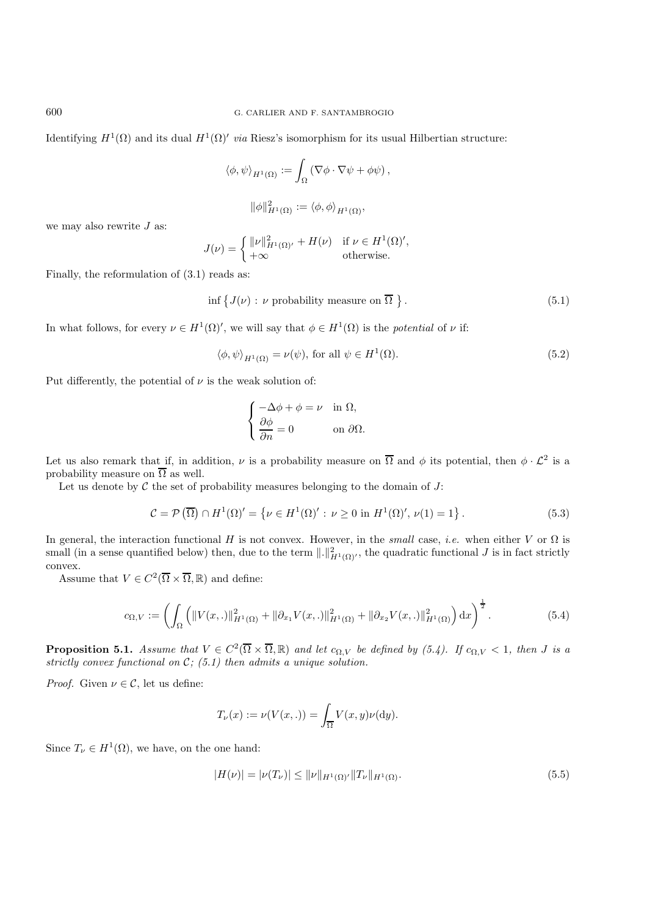Identifying $H^1(\Omega)$ and its dual $H^1(\Omega)'$ *via* Riesz's isomorphism for its usual Hilbertian structure:

$$\langle \phi, \psi \rangle_{H^1(\Omega)} := \int_\Omega \left( \nabla\phi \cdot \nabla\psi + \phi\psi \right),$$

$$\|\phi\|^2_{H^1(\Omega)} := \langle \phi, \phi \rangle_{H^1(\Omega)},$$

we may also rewrite $J$ as:

$$J(\nu) = \begin{cases} \|\nu\|^2_{H^1(\Omega)'} + H(\nu) & \text{if } \nu \in H^1(\Omega)', \\ +\infty & \text{otherwise.} \end{cases}$$

Finally, the reformulation of (3.1) reads as:

$$\inf \left\{ J(\nu) \, : \, \nu \text{ probability measure on } \overline{\Omega} \right\}. \tag{5.1}$$

In what follows, for every $\nu \in H^1(\Omega)'$, we will say that $\phi \in H^1(\Omega)$ is the *potential* of $\nu$ if:

$$\langle \phi, \psi \rangle_{H^1(\Omega)} = \nu(\psi), \text{ for all } \psi \in H^1(\Omega). \tag{5.2}$$

Put differently, the potential of $\nu$ is the weak solution of:

$$\begin{cases} -\Delta\phi + \phi = \nu & \text{in } \Omega, \\ \dfrac{\partial \phi}{\partial n} = 0 & \text{on } \partial\Omega. \end{cases}$$

Let us also remark that if, in addition, $\nu$ is a probability measure on $\overline{\Omega}$ and $\phi$ its potential, then $\phi \cdot \mathcal{L}^2$ is a probability measure on $\overline{\Omega}$ as well.

Let us denote by $\mathcal{C}$ the set of probability measures belonging to the domain of $J$:

$$\mathcal{C} = \mathcal{P}\left(\overline{\Omega}\right) \cap H^1(\Omega)' = \left\{ \nu \in H^1(\Omega)' \, : \, \nu \geq 0 \text{ in } H^1(\Omega)', \, \nu(1) = 1 \right\}. \tag{5.3}$$

In general, the interaction functional $H$ is not convex. However, in the *small* case, *i.e.* when either $V$ or $\Omega$ is small (in a sense quantified below) then, due to the term $\|.\|^2_{H^1(\Omega)'}$, the quadratic functional $J$ is in fact strictly convex.

Assume that $V \in C^2(\overline{\Omega} \times \overline{\Omega}, \mathbb{R})$ and define:

$$c_{\Omega,V} := \left( \int_\Omega \left( \|V(x,.)\|^2_{H^1(\Omega)} + \|\partial_{x_1} V(x,.)\|^2_{H^1(\Omega)} + \|\partial_{x_2} V(x,.)\|^2_{H^1(\Omega)} \right) \mathrm{d}x \right)^{\frac{1}{2}}. \tag{5.4}$$

**Proposition 5.1.** *Assume that $V \in C^2(\overline{\Omega} \times \overline{\Omega}, \mathbb{R})$ and let $c_{\Omega,V}$ be defined by (5.4). If $c_{\Omega,V} < 1$, then $J$ is a strictly convex functional on $\mathcal{C}$; (5.1) then admits a unique solution.*

*Proof.* Given $\nu \in \mathcal{C}$, let us define:

$$T_\nu(x) := \nu(V(x,.)) = \int_{\overline{\Omega}} V(x,y)\nu(\mathrm{d}y).$$

Since $T_\nu \in H^1(\Omega)$, we have, on the one hand:

$$|H(\nu)| = |\nu(T_\nu)| \leq \|\nu\|_{H^1(\Omega)'} \|T_\nu\|_{H^1(\Omega)}. \tag{5.5}$$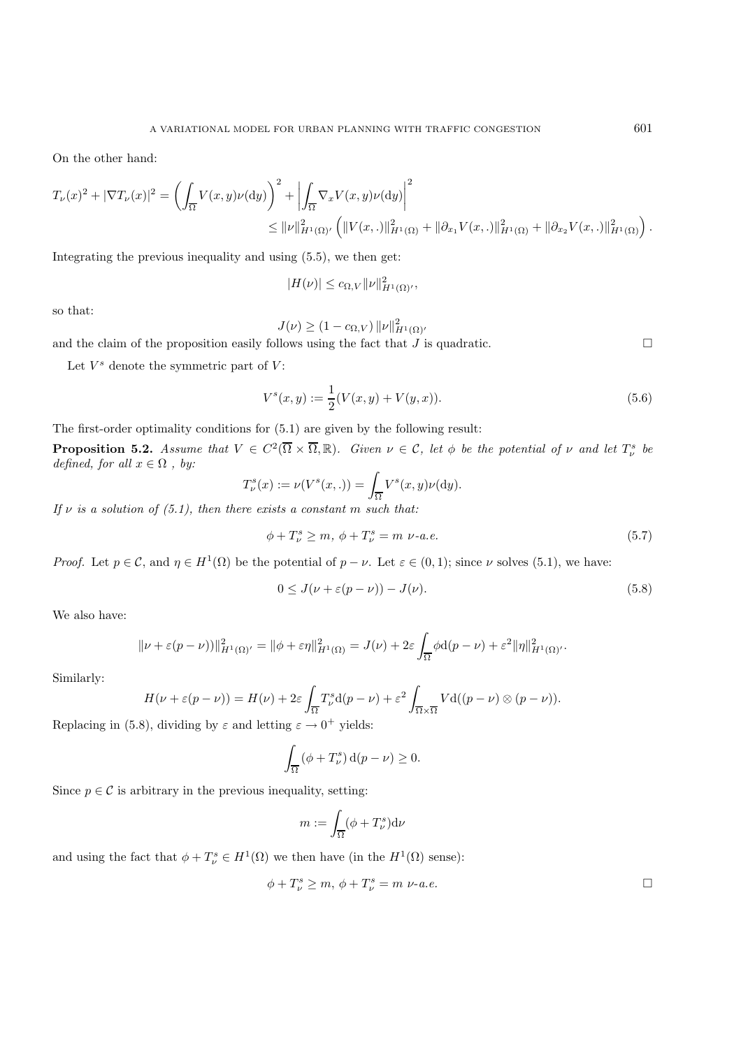On the other hand:

$$T_\nu(x)^2 + |\nabla T_\nu(x)|^2 = \left( \int_{\overline{\Omega}} V(x,y)\nu(\mathrm{d}y) \right)^2 + \left| \int_{\overline{\Omega}} \nabla_x V(x,y)\nu(\mathrm{d}y) \right|^2$$
$$\leq \|\nu\|^2_{H^1(\Omega)'} \left( \|V(x,.)\|^2_{H^1(\Omega)} + \|\partial_{x_1} V(x,.)\|^2_{H^1(\Omega)} + \|\partial_{x_2} V(x,.)\|^2_{H^1(\Omega)} \right).$$

Integrating the previous inequality and using (5.5), we then get:

$$|H(\nu)| \leq c_{\Omega,V} \|\nu\|^2_{H^1(\Omega)'},$$

so that:

$$J(\nu) \geq (1 - c_{\Omega,V}) \|\nu\|^2_{H^1(\Omega)'}$$

and the claim of the proposition easily follows using the fact that $J$ is quadratic. □

Let $V^s$ denote the symmetric part of $V$:

$$V^s(x,y) := \frac{1}{2}(V(x,y) + V(y,x)). \tag{5.6}$$

The first-order optimality conditions for (5.1) are given by the following result:

**Proposition 5.2.** *Assume that $V \in C^2(\overline{\Omega} \times \overline{\Omega}, \mathbb{R})$. Given $\nu \in \mathcal{C}$, let $\phi$ be the potential of $\nu$ and let $T^s_\nu$ be defined, for all $x \in \Omega$ , by:*

$$T^s_\nu(x) := \nu(V^s(x,.)) = \int_{\overline{\Omega}} V^s(x,y)\nu(\mathrm{d}y).$$

*If $\nu$ is a solution of (5.1), then there exists a constant $m$ such that:*

$$\phi + T^s_\nu \geq m, \ \phi + T^s_\nu = m \ \nu\text{-a.e.} \tag{5.7}$$

*Proof.* Let $p \in \mathcal{C}$, and $\eta \in H^1(\Omega)$ be the potential of $p - \nu$. Let $\varepsilon \in (0,1)$; since $\nu$ solves (5.1), we have:

$$0 \leq J(\nu + \varepsilon(p - \nu)) - J(\nu). \tag{5.8}$$

We also have:

$$\|\nu + \varepsilon(p-\nu)\|^2_{H^1(\Omega)'} = \|\phi + \varepsilon\eta\|^2_{H^1(\Omega)} = J(\nu) + 2\varepsilon \int_{\overline{\Omega}} \phi \mathrm{d}(p - \nu) + \varepsilon^2 \|\eta\|^2_{H^1(\Omega)'}.$$

Similarly:

$$H(\nu + \varepsilon(p - \nu)) = H(\nu) + 2\varepsilon \int_{\overline{\Omega}} T^s_\nu \mathrm{d}(p-\nu) + \varepsilon^2 \int_{\overline{\Omega} \times \overline{\Omega}} V \mathrm{d}((p-\nu) \otimes (p - \nu)).$$

Replacing in (5.8), dividing by $\varepsilon$ and letting $\varepsilon \to 0^+$ yields:

$$\int_{\overline{\Omega}} (\phi + T^s_\nu) \, \mathrm{d}(p - \nu) \geq 0.$$

Since $p \in \mathcal{C}$ is arbitrary in the previous inequality, setting:

$$m := \int_{\overline{\Omega}} (\phi + T^s_\nu) \mathrm{d}\nu$$

and using the fact that $\phi + T^s_\nu \in H^1(\Omega)$ we then have (in the $H^1(\Omega)$ sense):

$$\phi + T^s_\nu \geq m, \ \phi + T^s_\nu = m \ \nu\text{-a.e.}$$

□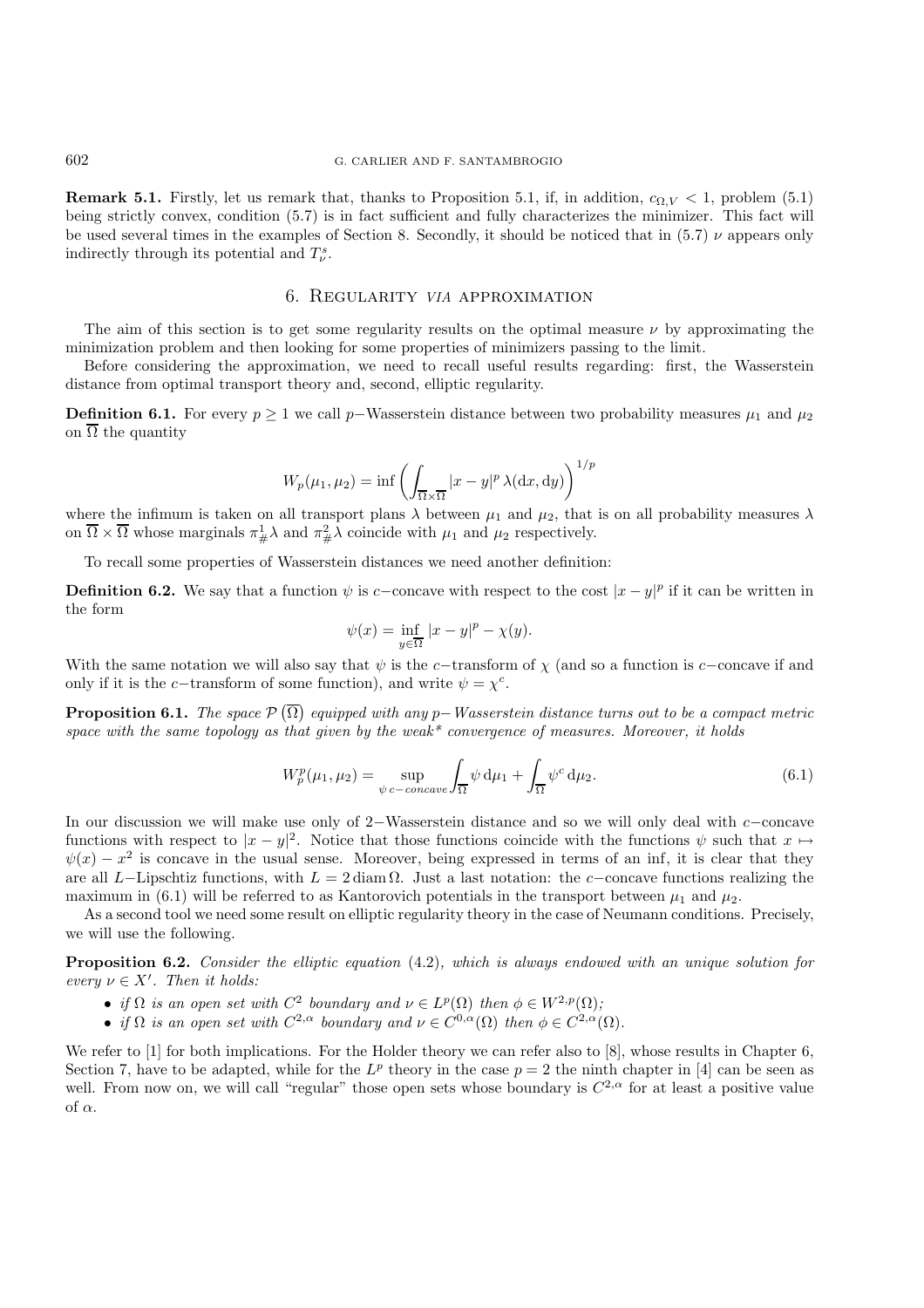**Remark 5.1.** Firstly, let us remark that, thanks to Proposition 5.1, if, in addition, $c_{\Omega,V} < 1$, problem (5.1) being strictly convex, condition (5.7) is in fact sufficient and fully characterizes the minimizer. This fact will be used several times in the examples of Section 8. Secondly, it should be noticed that in (5.7) $\nu$ appears only indirectly through its potential and $T^s_\nu$.

## 6. Regularity *via* approximation

The aim of this section is to get some regularity results on the optimal measure $\nu$ by approximating the minimization problem and then looking for some properties of minimizers passing to the limit.

Before considering the approximation, we need to recall useful results regarding: first, the Wasserstein distance from optimal transport theory and, second, elliptic regularity.

**Definition 6.1.** For every $p \geq 1$ we call $p-$Wasserstein distance between two probability measures $\mu_1$ and $\mu_2$ on $\overline{\Omega}$ the quantity

$$W_p(\mu_1, \mu_2) = \inf \left( \int_{\overline{\Omega}\times\overline{\Omega}} |x-y|^p \, \lambda(\mathrm{d}x, \mathrm{d}y) \right)^{1/p}$$

where the infimum is taken on all transport plans $\lambda$ between $\mu_1$ and $\mu_2$, that is on all probability measures $\lambda$ on $\overline{\Omega}\times\overline{\Omega}$ whose marginals $\pi^1_\# \lambda$ and $\pi^2_\# \lambda$ coincide with $\mu_1$ and $\mu_2$ respectively.

To recall some properties of Wasserstein distances we need another definition:

**Definition 6.2.** We say that a function $\psi$ is $c-$concave with respect to the cost $|x-y|^p$ if it can be written in the form

$$\psi(x) = \inf_{y \in \overline{\Omega}} |x-y|^p - \chi(y).$$

With the same notation we will also say that $\psi$ is the $c-$transform of $\chi$ (and so a function is $c-$concave if and only if it is the $c-$transform of some function), and write $\psi = \chi^c$.

**Proposition 6.1.** *The space $\mathcal{P}\left(\overline{\Omega}\right)$ equipped with any $p-$ Wasserstein distance turns out to be a compact metric space with the same topology as that given by the weak\* convergence of measures. Moreover, it holds*

$$W_p^p(\mu_1, \mu_2) = \sup_{\psi \; c-concave} \int_{\overline{\Omega}} \psi \, \mathrm{d}\mu_1 + \int_{\overline{\Omega}} \psi^c \, \mathrm{d}\mu_2. \tag{6.1}$$

In our discussion we will make use only of 2−Wasserstein distance and so we will only deal with $c-$concave functions with respect to $|x-y|^2$. Notice that those functions coincide with the functions $\psi$ such that $x \mapsto \psi(x) - x^2$ is concave in the usual sense. Moreover, being expressed in terms of an inf, it is clear that they are all $L-$Lipschtiz functions, with $L = 2 \operatorname{diam} \Omega$. Just a last notation: the $c-$concave functions realizing the maximum in (6.1) will be referred to as Kantorovich potentials in the transport between $\mu_1$ and $\mu_2$.

As a second tool we need some result on elliptic regularity theory in the case of Neumann conditions. Precisely, we will use the following.

**Proposition 6.2.** *Consider the elliptic equation* (4.2)*, which is always endowed with an unique solution for every $\nu \in X'$. Then it holds:*

- *if $\Omega$ is an open set with $C^2$ boundary and $\nu \in L^p(\Omega)$ then $\phi \in W^{2,p}(\Omega)$;*
- *if $\Omega$ is an open set with $C^{2,\alpha}$ boundary and $\nu \in C^{0,\alpha}(\Omega)$ then $\phi \in C^{2,\alpha}(\Omega)$.*

We refer to [1] for both implications. For the Holder theory we can refer also to [8], whose results in Chapter 6, Section 7, have to be adapted, while for the $L^p$ theory in the case $p = 2$ the ninth chapter in [4] can be seen as well. From now on, we will call "regular" those open sets whose boundary is $C^{2,\alpha}$ for at least a positive value of $\alpha$.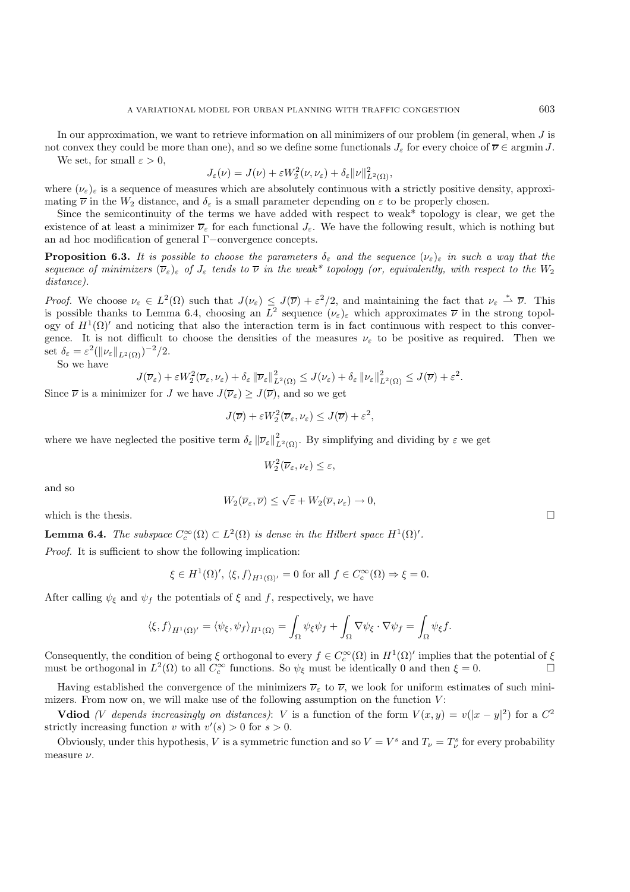In our approximation, we want to retrieve information on all minimizers of our problem (in general, when $J$ is not convex they could be more than one), and so we define some functionals $J_\varepsilon$ for every choice of $\overline{\nu} \in \operatorname{argmin} J$.

We set, for small $\varepsilon > 0$,

$$J_\varepsilon(\nu) = J(\nu) + \varepsilon W_2^2(\nu, \nu_\varepsilon) + \delta_\varepsilon \|\nu\|^2_{L^2(\Omega)},$$

where $(\nu_\varepsilon)_\varepsilon$ is a sequence of measures which are absolutely continuous with a strictly positive density, approximating $\overline{\nu}$ in the $W_2$ distance, and $\delta_\varepsilon$ is a small parameter depending on $\varepsilon$ to be properly chosen.

Since the semicontinuity of the terms we have added with respect to weak* topology is clear, we get the existence of at least a minimizer $\overline{\nu}_\varepsilon$ for each functional $J_\varepsilon$. We have the following result, which is nothing but an ad hoc modification of general $\Gamma-$convergence concepts.

**Proposition 6.3.** *It is possible to choose the parameters $\delta_\varepsilon$ and the sequence $(\nu_\varepsilon)_\varepsilon$ in such a way that the sequence of minimizers $(\overline{\nu}_\varepsilon)_\varepsilon$ of $J_\varepsilon$ tends to $\overline{\nu}$ in the weak* topology (or, equivalently, with respect to the $W_2$ distance).*

*Proof.* We choose $\nu_\varepsilon \in L^2(\Omega)$ such that $J(\nu_\varepsilon) \leq J(\overline{\nu}) + \varepsilon^2/2$, and maintaining the fact that $\nu_\varepsilon \overset{*}{\rightharpoonup} \overline{\nu}$. This is possible thanks to Lemma 6.4, choosing an $L^2$ sequence $(\nu_\varepsilon)_\varepsilon$ which approximates $\overline{\nu}$ in the strong topology of $H^1(\Omega)'$ and noticing that also the interaction term is in fact continuous with respect to this convergence. It is not difficult to choose the densities of the measures $\nu_\varepsilon$ to be positive as required. Then we set $\delta_\varepsilon = \varepsilon^2(\|\nu_\varepsilon\|_{L^2(\Omega)})^{-2}/2$.

So we have

$$J(\overline{\nu}_\varepsilon) + \varepsilon W_2^2(\overline{\nu}_\varepsilon, \nu_\varepsilon) + \delta_\varepsilon \|\overline{\nu}_\varepsilon\|^2_{L^2(\Omega)} \leq J(\nu_\varepsilon) + \delta_\varepsilon \|\nu_\varepsilon\|^2_{L^2(\Omega)} \leq J(\overline{\nu}) + \varepsilon^2.$$

Since $\overline{\nu}$ is a minimizer for $J$ we have $J(\overline{\nu}_\varepsilon) \geq J(\overline{\nu})$, and so we get

$$J(\overline{\nu}) + \varepsilon W_2^2(\overline{\nu}_\varepsilon, \nu_\varepsilon) \leq J(\overline{\nu}) + \varepsilon^2,$$

where we have neglected the positive term $\delta_\varepsilon \|\overline{\nu}_\varepsilon\|^2_{L^2(\Omega)}$. By simplifying and dividing by $\varepsilon$ we get

$$W_2^2(\overline{\nu}_\varepsilon, \nu_\varepsilon) \leq \varepsilon,$$

and so

$$W_2(\overline{\nu}_\varepsilon, \overline{\nu}) \leq \sqrt{\varepsilon} + W_2(\overline{\nu}, \nu_\varepsilon) \to 0,$$

which is the thesis. □

**Lemma 6.4.** *The subspace $C_c^\infty(\Omega) \subset L^2(\Omega)$ is dense in the Hilbert space $H^1(\Omega)'$.*

*Proof.* It is sufficient to show the following implication:

$$\xi \in H^1(\Omega)', \ \langle \xi, f \rangle_{H^1(\Omega)'} = 0 \text{ for all } f \in C_c^\infty(\Omega) \Rightarrow \xi = 0.$$

After calling $\psi_\xi$ and $\psi_f$ the potentials of $\xi$ and $f$, respectively, we have

$$\langle \xi, f \rangle_{H^1(\Omega)'} = \langle \psi_\xi, \psi_f \rangle_{H^1(\Omega)} = \int_\Omega \psi_\xi \psi_f + \int_\Omega \nabla\psi_\xi \cdot \nabla\psi_f = \int_\Omega \psi_\xi f.$$

Consequently, the condition of being $\xi$ orthogonal to every $f \in C_c^\infty(\Omega)$ in $H^1(\Omega)'$ implies that the potential of $\xi$ must be orthogonal in $L^2(\Omega)$ to all $C_c^\infty$ functions. So $\psi_\xi$ must be identically 0 and then $\xi = 0$. □

Having established the convergence of the minimizers $\overline{\nu}_\varepsilon$ to $\overline{\nu}$, we look for uniform estimates of such minimizers. From now on, we will make use of the following assumption on the function $V$:

**Vdiod** *(V depends increasingly on distances)*: $V$ is a function of the form $V(x, y) = v(|x - y|^2)$ for a $C^2$ strictly increasing function $v$ with $v'(s) > 0$ for $s > 0$.

Obviously, under this hypothesis, $V$ is a symmetric function and so $V = V^s$ and $T_\nu = T_\nu^s$ for every probability measure $\nu$.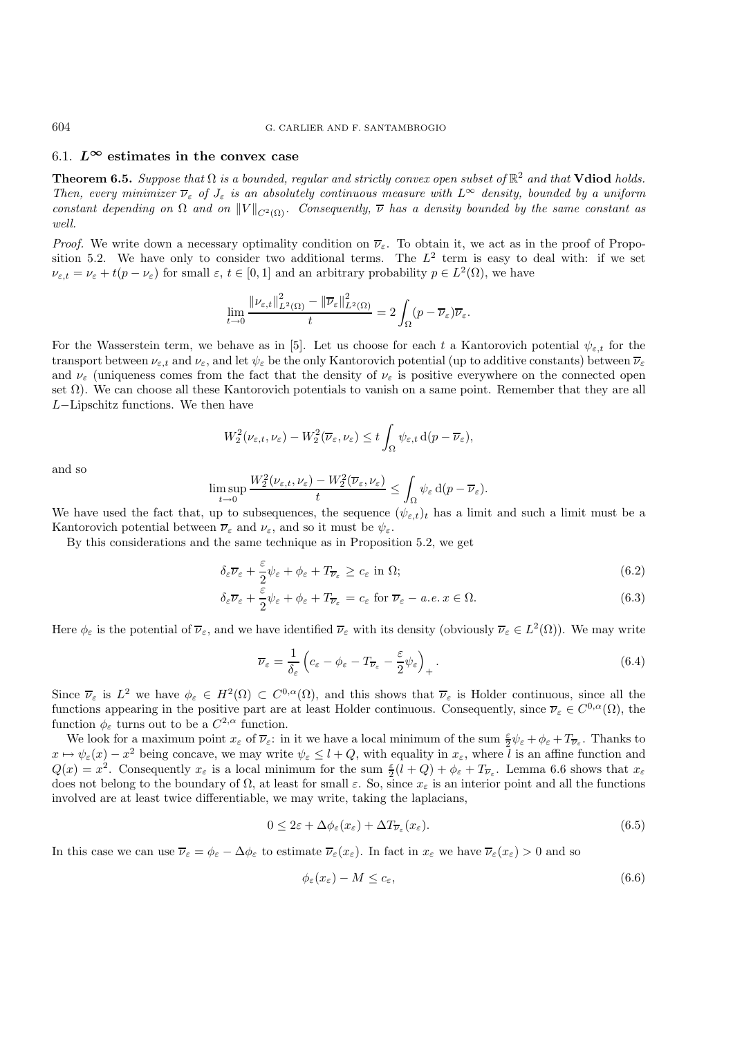## 6.1. $L^\infty$ estimates in the convex case

**Theorem 6.5.** *Suppose that $\Omega$ is a bounded, regular and strictly convex open subset of $\mathbb{R}^2$ and that* **Vdiod** *holds. Then, every minimizer $\overline{\nu}_\varepsilon$ of $J_\varepsilon$ is an absolutely continuous measure with $L^\infty$ density, bounded by a uniform constant depending on $\Omega$ and on $\|V\|_{C^2(\Omega)}$. Consequently, $\overline{\nu}$ has a density bounded by the same constant as well.*

*Proof.* We write down a necessary optimality condition on $\overline{\nu}_\varepsilon$. To obtain it, we act as in the proof of Proposition 5.2. We have only to consider two additional terms. The $L^2$ term is easy to deal with: if we set $\nu_{\varepsilon,t} = \nu_\varepsilon + t(p - \nu_\varepsilon)$ for small $\varepsilon$, $t \in [0,1]$ and an arbitrary probability $p \in L^2(\Omega)$, we have

$$\lim_{t\to 0} \frac{\|\nu_{\varepsilon,t}\|^2_{L^2(\Omega)} - \|\overline{\nu}_\varepsilon\|^2_{L^2(\Omega)}}{t} = 2\int_\Omega (p - \overline{\nu}_\varepsilon)\overline{\nu}_\varepsilon.$$

For the Wasserstein term, we behave as in [5]. Let us choose for each $t$ a Kantorovich potential $\psi_{\varepsilon,t}$ for the transport between $\nu_{\varepsilon,t}$ and $\nu_\varepsilon$, and let $\psi_\varepsilon$ be the only Kantorovich potential (up to additive constants) between $\overline{\nu}_\varepsilon$ and $\nu_\varepsilon$ (uniqueness comes from the fact that the density of $\nu_\varepsilon$ is positive everywhere on the connected open set $\Omega$). We can choose all these Kantorovich potentials to vanish on a same point. Remember that they are all $L-$Lipschitz functions. We then have

$$W_2^2(\nu_{\varepsilon,t}, \nu_\varepsilon) - W_2^2(\overline{\nu}_\varepsilon, \nu_\varepsilon) \le t\int_\Omega \psi_{\varepsilon,t}\,\mathrm{d}(p - \overline{\nu}_\varepsilon),$$

and so

$$\limsup_{t\to 0} \frac{W_2^2(\nu_{\varepsilon,t}, \nu_\varepsilon) - W_2^2(\overline{\nu}_\varepsilon, \nu_\varepsilon)}{t} \le \int_\Omega \psi_\varepsilon\,\mathrm{d}(p - \overline{\nu}_\varepsilon).$$

We have used the fact that, up to subsequences, the sequence $(\psi_{\varepsilon,t})_t$ has a limit and such a limit must be a Kantorovich potential between $\overline{\nu}_\varepsilon$ and $\nu_\varepsilon$, and so it must be $\psi_\varepsilon$.

By this considerations and the same technique as in Proposition 5.2, we get

$$\delta_\varepsilon \overline{\nu}_\varepsilon + \frac{\varepsilon}{2}\psi_\varepsilon + \phi_\varepsilon + T_{\overline{\nu}_\varepsilon} \ge c_\varepsilon \text{ in } \Omega; \tag{6.2}$$

$$\delta_\varepsilon \overline{\nu}_\varepsilon + \frac{\varepsilon}{2}\psi_\varepsilon + \phi_\varepsilon + T_{\overline{\nu}_\varepsilon} = c_\varepsilon \text{ for } \overline{\nu}_\varepsilon - a.e.\, x \in \Omega. \tag{6.3}$$

Here $\phi_\varepsilon$ is the potential of $\overline{\nu}_\varepsilon$, and we have identified $\overline{\nu}_\varepsilon$ with its density (obviously $\overline{\nu}_\varepsilon \in L^2(\Omega)$). We may write

$$\overline{\nu}_\varepsilon = \frac{1}{\delta_\varepsilon}\left(c_\varepsilon - \phi_\varepsilon - T_{\overline{\nu}_\varepsilon} - \frac{\varepsilon}{2}\psi_\varepsilon\right)_+. \tag{6.4}$$

Since $\overline{\nu}_\varepsilon$ is $L^2$ we have $\phi_\varepsilon \in H^2(\Omega) \subset C^{0,\alpha}(\Omega)$, and this shows that $\overline{\nu}_\varepsilon$ is Holder continuous, since all the functions appearing in the positive part are at least Holder continuous. Consequently, since $\overline{\nu}_\varepsilon \in C^{0,\alpha}(\Omega)$, the function $\phi_\varepsilon$ turns out to be a $C^{2,\alpha}$ function.

We look for a maximum point $x_\varepsilon$ of $\overline{\nu}_\varepsilon$: in it we have a local minimum of the sum $\frac{\varepsilon}{2}\psi_\varepsilon + \phi_\varepsilon + T_{\overline{\nu}_\varepsilon}$. Thanks to $x \mapsto \psi_\varepsilon(x) - x^2$ being concave, we may write $\psi_\varepsilon \le l + Q$, with equality in $x_\varepsilon$, where $l$ is an affine function and $Q(x) = x^2$. Consequently $x_\varepsilon$ is a local minimum for the sum $\frac{\varepsilon}{2}(l + Q) + \phi_\varepsilon + T_{\overline{\nu}_\varepsilon}$. Lemma 6.6 shows that $x_\varepsilon$ does not belong to the boundary of $\Omega$, at least for small $\varepsilon$. So, since $x_\varepsilon$ is an interior point and all the functions involved are at least twice differentiable, we may write, taking the laplacians,

$$0 \le 2\varepsilon + \Delta\phi_\varepsilon(x_\varepsilon) + \Delta T_{\overline{\nu}_\varepsilon}(x_\varepsilon). \tag{6.5}$$

In this case we can use $\overline{\nu}_\varepsilon = \phi_\varepsilon - \Delta\phi_\varepsilon$ to estimate $\overline{\nu}_\varepsilon(x_\varepsilon)$. In fact in $x_\varepsilon$ we have $\overline{\nu}_\varepsilon(x_\varepsilon) > 0$ and so

$$\phi_\varepsilon(x_\varepsilon) - M \le c_\varepsilon, \tag{6.6}$$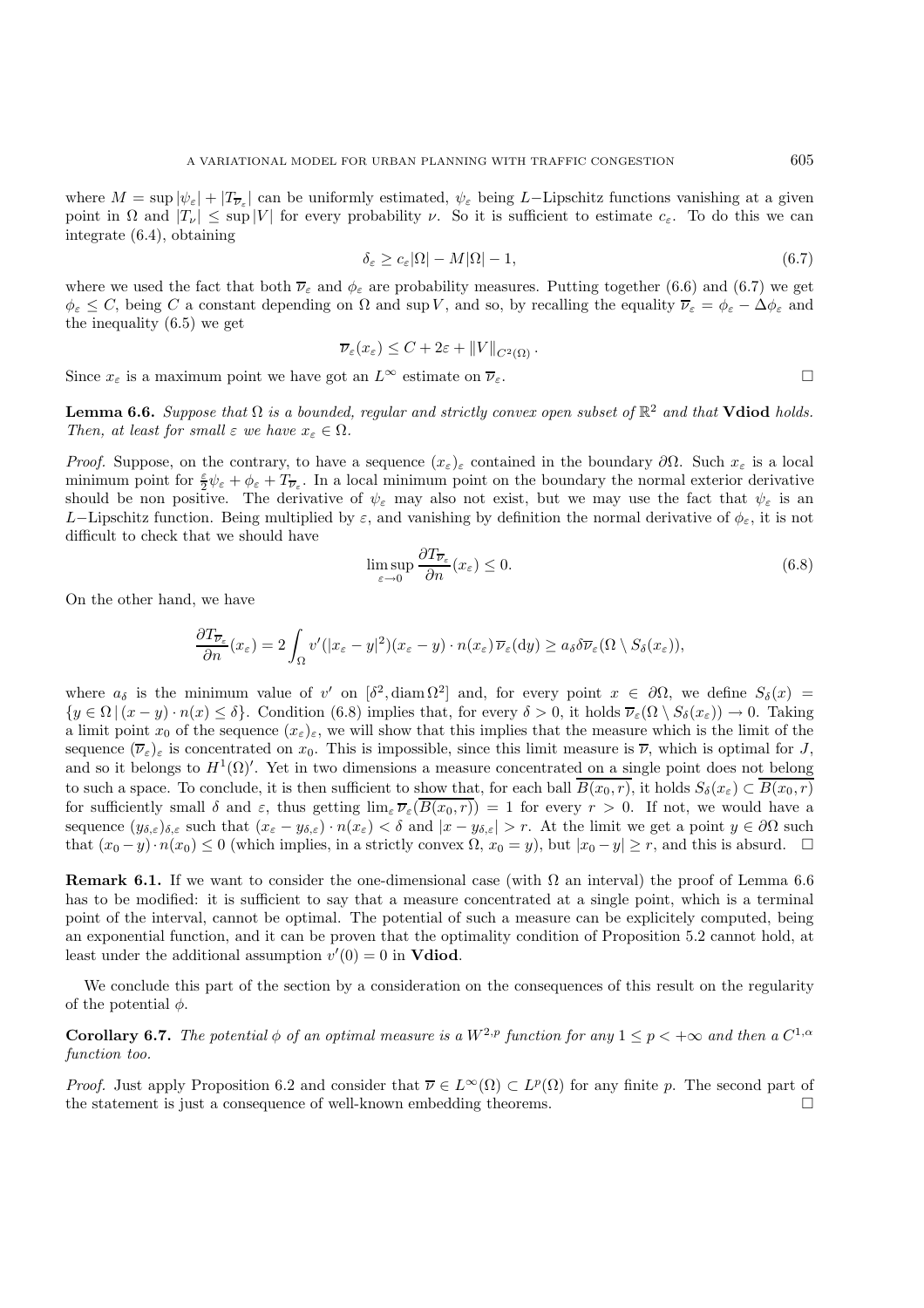where $M = \sup |\psi_\varepsilon| + |T_{\overline{\nu}_\varepsilon}|$ can be uniformly estimated, $\psi_\varepsilon$ being $L-$Lipschitz functions vanishing at a given point in $\Omega$ and $|T_\nu| \leq \sup |V|$ for every probability $\nu$. So it is sufficient to estimate $c_\varepsilon$. To do this we can integrate (6.4), obtaining

$$\delta_\varepsilon \geq c_\varepsilon |\Omega| - M|\Omega| - 1, \tag{6.7}$$

where we used the fact that both $\overline{\nu}_\varepsilon$ and $\phi_\varepsilon$ are probability measures. Putting together (6.6) and (6.7) we get $\phi_\varepsilon \leq C$, being $C$ a constant depending on $\Omega$ and $\sup V$, and so, by recalling the equality $\overline{\nu}_\varepsilon = \phi_\varepsilon - \Delta\phi_\varepsilon$ and the inequality (6.5) we get

$$\overline{\nu}_\varepsilon(x_\varepsilon) \leq C + 2\varepsilon + \|V\|_{C^2(\Omega)}.$$

Since $x_\varepsilon$ is a maximum point we have got an $L^\infty$ estimate on $\overline{\nu}_\varepsilon$. $\square$

**Lemma 6.6.** *Suppose that $\Omega$ is a bounded, regular and strictly convex open subset of $\mathbb{R}^2$ and that* **Vdiod** *holds. Then, at least for small $\varepsilon$ we have $x_\varepsilon \in \Omega$.*

*Proof.* Suppose, on the contrary, to have a sequence $(x_\varepsilon)_\varepsilon$ contained in the boundary $\partial\Omega$. Such $x_\varepsilon$ is a local minimum point for $\frac{\varepsilon}{2}\psi_\varepsilon + \phi_\varepsilon + T_{\overline{\nu}_\varepsilon}$. In a local minimum point on the boundary the normal exterior derivative should be non positive. The derivative of $\psi_\varepsilon$ may also not exist, but we may use the fact that $\psi_\varepsilon$ is an $L-$Lipschitz function. Being multiplied by $\varepsilon$, and vanishing by definition the normal derivative of $\phi_\varepsilon$, it is not difficult to check that we should have

$$\limsup_{\varepsilon \to 0} \frac{\partial T_{\overline{\nu}_\varepsilon}}{\partial n}(x_\varepsilon) \leq 0. \tag{6.8}$$

On the other hand, we have

$$\frac{\partial T_{\overline{\nu}_\varepsilon}}{\partial n}(x_\varepsilon) = 2\int_\Omega v'(|x_\varepsilon - y|^2)(x_\varepsilon - y)\cdot n(x_\varepsilon)\,\overline{\nu}_\varepsilon(\mathrm{d}y) \geq a_\delta \delta \overline{\nu}_\varepsilon(\Omega \setminus S_\delta(x_\varepsilon)),$$

where $a_\delta$ is the minimum value of $v'$ on $[\delta^2, \operatorname{diam}\Omega^2]$ and, for every point $x \in \partial\Omega$, we define $S_\delta(x) = \{y \in \Omega \,|\, (x-y)\cdot n(x) \leq \delta\}$. Condition (6.8) implies that, for every $\delta > 0$, it holds $\overline{\nu}_\varepsilon(\Omega \setminus S_\delta(x_\varepsilon)) \to 0$. Taking a limit point $x_0$ of the sequence $(x_\varepsilon)_\varepsilon$, we will show that this implies that the measure which is the limit of the sequence $(\overline{\nu}_\varepsilon)_\varepsilon$ is concentrated on $x_0$. This is impossible, since this limit measure is $\overline{\nu}$, which is optimal for $J$, and so it belongs to $H^1(\Omega)'$. Yet in two dimensions a measure concentrated on a single point does not belong to such a space. To conclude, it is then sufficient to show that, for each ball $\overline{B(x_0, r)}$, it holds $S_\delta(x_\varepsilon) \subset \overline{B(x_0, r)}$ for sufficiently small $\delta$ and $\varepsilon$, thus getting $\lim_\varepsilon \overline{\nu}_\varepsilon(\overline{B(x_0, r)}) = 1$ for every $r > 0$. If not, we would have a sequence $(y_{\delta,\varepsilon})_{\delta,\varepsilon}$ such that $(x_\varepsilon - y_{\delta,\varepsilon})\cdot n(x_\varepsilon) < \delta$ and $|x - y_{\delta,\varepsilon}| > r$. At the limit we get a point $y \in \partial\Omega$ such that $(x_0 - y)\cdot n(x_0) \leq 0$ (which implies, in a strictly convex $\Omega$, $x_0 = y$), but $|x_0 - y| \geq r$, and this is absurd. $\square$

**Remark 6.1.** If we want to consider the one-dimensional case (with $\Omega$ an interval) the proof of Lemma 6.6 has to be modified: it is sufficient to say that a measure concentrated at a single point, which is a terminal point of the interval, cannot be optimal. The potential of such a measure can be explicitely computed, being an exponential function, and it can be proven that the optimality condition of Proposition 5.2 cannot hold, at least under the additional assumption $v'(0) = 0$ in **Vdiod**.

We conclude this part of the section by a consideration on the consequences of this result on the regularity of the potential $\phi$.

**Corollary 6.7.** *The potential $\phi$ of an optimal measure is a $W^{2,p}$ function for any $1 \leq p < +\infty$ and then a $C^{1,\alpha}$ function too.*

*Proof.* Just apply Proposition 6.2 and consider that $\overline{\nu} \in L^\infty(\Omega) \subset L^p(\Omega)$ for any finite $p$. The second part of the statement is just a consequence of well-known embedding theorems. $\square$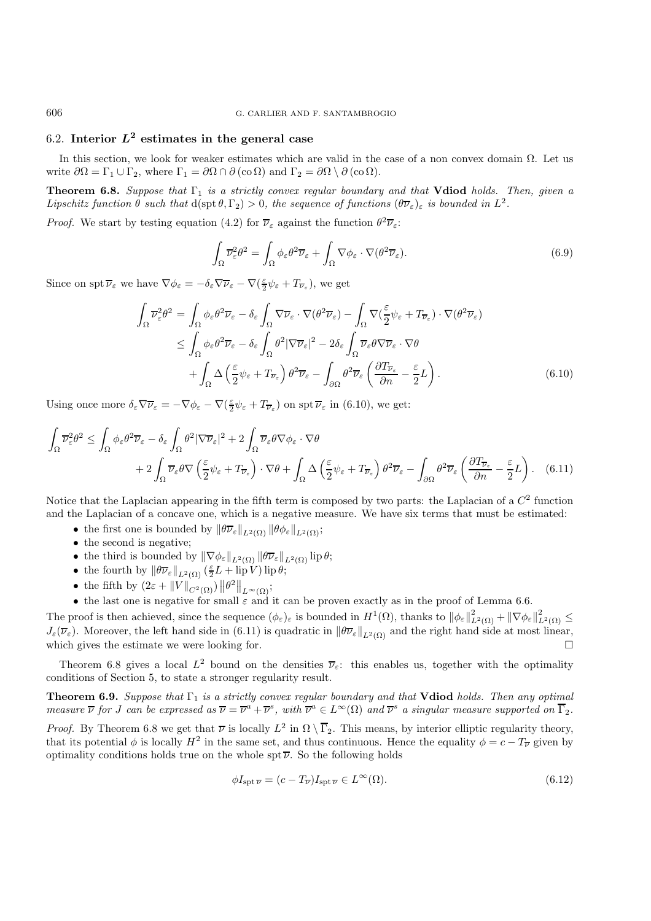## 6.2. Interior $L^2$ estimates in the general case

In this section, we look for weaker estimates which are valid in the case of a non convex domain $\Omega$. Let us write $\partial\Omega = \Gamma_1 \cup \Gamma_2$, where $\Gamma_1 = \partial\Omega \cap \partial(\text{co}\,\Omega)$ and $\Gamma_2 = \partial\Omega \setminus \partial(\text{co}\,\Omega)$.

**Theorem 6.8.** *Suppose that $\Gamma_1$ is a strictly convex regular boundary and that* **Vdiod** *holds. Then, given a Lipschitz function $\theta$ such that $\text{d}(\text{spt}\,\theta, \Gamma_2) > 0$, the sequence of functions $(\theta\overline{\nu}_\varepsilon)_\varepsilon$ is bounded in $L^2$.*

*Proof.* We start by testing equation (4.2) for $\overline{\nu}_\varepsilon$ against the function $\theta^2\overline{\nu}_\varepsilon$:

$$\int_\Omega \overline{\nu}_\varepsilon^2\theta^2 = \int_\Omega \phi_\varepsilon\theta^2\overline{\nu}_\varepsilon + \int_\Omega \nabla\phi_\varepsilon \cdot \nabla(\theta^2\overline{\nu}_\varepsilon). \tag{6.9}$$

Since on $\text{spt}\,\overline{\nu}_\varepsilon$ we have $\nabla\phi_\varepsilon = -\delta_\varepsilon\nabla\overline{\nu}_\varepsilon - \nabla(\frac{\varepsilon}{2}\psi_\varepsilon + T_{\overline{\nu}_\varepsilon})$, we get

$$\begin{aligned}
\int_\Omega \overline{\nu}_\varepsilon^2\theta^2 &= \int_\Omega \phi_\varepsilon\theta^2\overline{\nu}_\varepsilon - \delta_\varepsilon\int_\Omega \nabla\overline{\nu}_\varepsilon \cdot \nabla(\theta^2\overline{\nu}_\varepsilon) - \int_\Omega \nabla(\frac{\varepsilon}{2}\psi_\varepsilon + T_{\overline{\nu}_\varepsilon}) \cdot \nabla(\theta^2\overline{\nu}_\varepsilon) \\
&\leq \int_\Omega \phi_\varepsilon\theta^2\overline{\nu}_\varepsilon - \delta_\varepsilon\int_\Omega \theta^2|\nabla\overline{\nu}_\varepsilon|^2 - 2\delta_\varepsilon\int_\Omega \overline{\nu}_\varepsilon\theta\nabla\overline{\nu}_\varepsilon \cdot \nabla\theta \\
&\quad + \int_\Omega \Delta\left(\frac{\varepsilon}{2}\psi_\varepsilon + T_{\overline{\nu}_\varepsilon}\right)\theta^2\overline{\nu}_\varepsilon - \int_{\partial\Omega}\theta^2\overline{\nu}_\varepsilon\left(\frac{\partial T_{\overline{\nu}_\varepsilon}}{\partial n} - \frac{\varepsilon}{2}L\right).
\end{aligned} \tag{6.10}$$

Using once more $\delta_\varepsilon\nabla\overline{\nu}_\varepsilon = -\nabla\phi_\varepsilon - \nabla(\frac{\varepsilon}{2}\psi_\varepsilon + T_{\overline{\nu}_\varepsilon})$ on $\text{spt}\,\overline{\nu}_\varepsilon$ in (6.10), we get:

$$\begin{aligned}
\int_\Omega \overline{\nu}_\varepsilon^2\theta^2 \leq \int_\Omega \phi_\varepsilon\theta^2\overline{\nu}_\varepsilon - \delta_\varepsilon\int_\Omega \theta^2|\nabla\overline{\nu}_\varepsilon|^2 + 2\int_\Omega \overline{\nu}_\varepsilon\theta\nabla\phi_\varepsilon \cdot \nabla\theta \\
+ 2\int_\Omega \overline{\nu}_\varepsilon\theta\nabla\left(\frac{\varepsilon}{2}\psi_\varepsilon + T_{\overline{\nu}_\varepsilon}\right) \cdot \nabla\theta + \int_\Omega \Delta\left(\frac{\varepsilon}{2}\psi_\varepsilon + T_{\overline{\nu}_\varepsilon}\right)\theta^2\overline{\nu}_\varepsilon - \int_{\partial\Omega}\theta^2\overline{\nu}_\varepsilon\left(\frac{\partial T_{\overline{\nu}_\varepsilon}}{\partial n} - \frac{\varepsilon}{2}L\right).
\end{aligned} \tag{6.11}$$

Notice that the Laplacian appearing in the fifth term is composed by two parts: the Laplacian of a $C^2$ function and the Laplacian of a concave one, which is a negative measure. We have six terms that must be estimated:

- the first one is bounded by $\|\theta\overline{\nu}_\varepsilon\|_{L^2(\Omega)}\|\theta\phi_\varepsilon\|_{L^2(\Omega)}$;
- the second is negative;
- the third is bounded by $\|\nabla\phi_\varepsilon\|_{L^2(\Omega)}\|\theta\overline{\nu}_\varepsilon\|_{L^2(\Omega)}\,\text{lip}\,\theta$;
- the fourth by $\|\theta\overline{\nu}_\varepsilon\|_{L^2(\Omega)}(\frac{\varepsilon}{2}L + \text{lip}\,V)\,\text{lip}\,\theta$;
- the fifth by $(2\varepsilon + \|V\|_{C^2(\Omega)})\left\|\theta^2\right\|_{L^\infty(\Omega)}$;
- the last one is negative for small $\varepsilon$ and it can be proven exactly as in the proof of Lemma 6.6.

The proof is then achieved, since the sequence $(\phi_\varepsilon)_\varepsilon$ is bounded in $H^1(\Omega)$, thanks to $\|\phi_\varepsilon\|^2_{L^2(\Omega)} + \|\nabla\phi_\varepsilon\|^2_{L^2(\Omega)} \leq J_\varepsilon(\overline{\nu}_\varepsilon)$. Moreover, the left hand side in (6.11) is quadratic in $\|\theta\overline{\nu}_\varepsilon\|_{L^2(\Omega)}$ and the right hand side at most linear, which gives the estimate we were looking for. $\square$

Theorem 6.8 gives a local $L^2$ bound on the densities $\overline{\nu}_\varepsilon$: this enables us, together with the optimality conditions of Section 5, to state a stronger regularity result.

**Theorem 6.9.** *Suppose that $\Gamma_1$ is a strictly convex regular boundary and that* **Vdiod** *holds. Then any optimal measure $\overline{\nu}$ for $J$ can be expressed as $\overline{\nu} = \overline{\nu}^a + \overline{\nu}^s$, with $\overline{\nu}^a \in L^\infty(\Omega)$ and $\overline{\nu}^s$ a singular measure supported on $\overline{\Gamma}_2$.*

*Proof.* By Theorem 6.8 we get that $\overline{\nu}$ is locally $L^2$ in $\Omega \setminus \overline{\Gamma}_2$. This means, by interior elliptic regularity theory, that its potential $\phi$ is locally $H^2$ in the same set, and thus continuous. Hence the equality $\phi = c - T_{\overline{\nu}}$ given by optimality conditions holds true on the whole $\text{spt}\,\overline{\nu}$. So the following holds

$$\phi I_{\text{spt}\,\overline{\nu}} = (c - T_{\overline{\nu}})I_{\text{spt}\,\overline{\nu}} \in L^\infty(\Omega). \tag{6.12}$$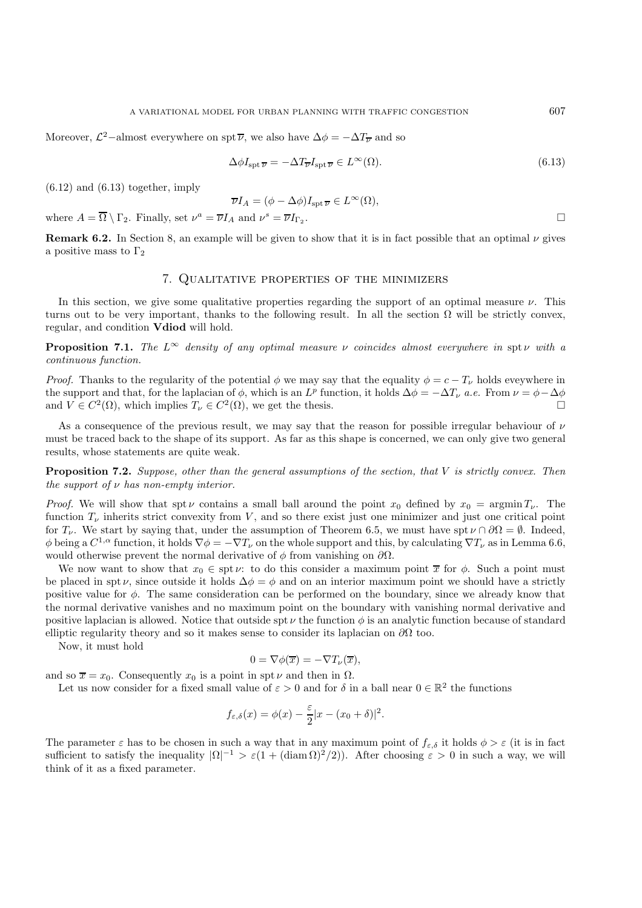Moreover, $\mathcal{L}^2-$almost everywhere on $\operatorname{spt}\overline{\nu}$, we also have $\Delta\phi = -\Delta T_{\overline{\nu}}$ and so

$$\Delta\phi I_{\operatorname{spt}\overline{\nu}} = -\Delta T_{\overline{\nu}} I_{\operatorname{spt}\overline{\nu}} \in L^\infty(\Omega). \tag{6.13}$$

(6.12) and (6.13) together, imply

$$\overline{\nu} I_A = (\phi - \Delta\phi) I_{\operatorname{spt}\overline{\nu}} \in L^\infty(\Omega),$$

where $A = \overline{\Omega} \setminus \Gamma_2$. Finally, set $\nu^a = \overline{\nu} I_A$ and $\nu^s = \overline{\nu} I_{\Gamma_2}$. □

**Remark 6.2.** In Section 8, an example will be given to show that it is in fact possible that an optimal $\nu$ gives a positive mass to $\Gamma_2$

## 7. Qualitative properties of the minimizers

In this section, we give some qualitative properties regarding the support of an optimal measure $\nu$. This turns out to be very important, thanks to the following result. In all the section $\Omega$ will be strictly convex, regular, and condition **Vdiod** will hold.

**Proposition 7.1.** *The $L^\infty$ density of any optimal measure $\nu$ coincides almost everywhere in* $\operatorname{spt}\nu$ *with a continuous function.*

*Proof.* Thanks to the regularity of the potential $\phi$ we may say that the equality $\phi = c - T_\nu$ holds eveywhere in the support and that, for the laplacian of $\phi$, which is an $L^p$ function, it holds $\Delta\phi = -\Delta T_\nu$ *a.e.* From $\nu = \phi - \Delta\phi$ and $V \in C^2(\Omega)$, which implies $T_\nu \in C^2(\Omega)$, we get the thesis. □

As a consequence of the previous result, we may say that the reason for possible irregular behaviour of $\nu$ must be traced back to the shape of its support. As far as this shape is concerned, we can only give two general results, whose statements are quite weak.

**Proposition 7.2.** *Suppose, other than the general assumptions of the section, that $V$ is strictly convex. Then the support of $\nu$ has non-empty interior.*

*Proof.* We will show that $\operatorname{spt}\nu$ contains a small ball around the point $x_0$ defined by $x_0 = \operatorname{argmin} T_\nu$. The function $T_\nu$ inherits strict convexity from $V$, and so there exist just one minimizer and just one critical point for $T_\nu$. We start by saying that, under the assumption of Theorem 6.5, we must have $\operatorname{spt}\nu \cap \partial\Omega = \emptyset$. Indeed, $\phi$ being a $C^{1,\alpha}$ function, it holds $\nabla\phi = -\nabla T_\nu$ on the whole support and this, by calculating $\nabla T_\nu$ as in Lemma 6.6, would otherwise prevent the normal derivative of $\phi$ from vanishing on $\partial\Omega$.

We now want to show that $x_0 \in \operatorname{spt}\nu$: to do this consider a maximum point $\overline{x}$ for $\phi$. Such a point must be placed in $\operatorname{spt}\nu$, since outside it holds $\Delta\phi = \phi$ and on an interior maximum point we should have a strictly positive value for $\phi$. The same consideration can be performed on the boundary, since we already know that the normal derivative vanishes and no maximum point on the boundary with vanishing normal derivative and positive laplacian is allowed. Notice that outside $\operatorname{spt}\nu$ the function $\phi$ is an analytic function because of standard elliptic regularity theory and so it makes sense to consider its laplacian on $\partial\Omega$ too.

Now, it must hold

$$0 = \nabla\phi(\overline{x}) = -\nabla T_\nu(\overline{x}),$$

and so $\overline{x} = x_0$. Consequently $x_0$ is a point in $\operatorname{spt}\nu$ and then in $\Omega$.

Let us now consider for a fixed small value of $\varepsilon > 0$ and for $\delta$ in a ball near $0 \in \mathbb{R}^2$ the functions

$$f_{\varepsilon,\delta}(x) = \phi(x) - \frac{\varepsilon}{2}|x - (x_0 + \delta)|^2.$$

The parameter $\varepsilon$ has to be chosen in such a way that in any maximum point of $f_{\varepsilon,\delta}$ it holds $\phi > \varepsilon$ (it is in fact sufficient to satisfy the inequality $|\Omega|^{-1} > \varepsilon(1 + (\operatorname{diam}\Omega)^2/2)$). After choosing $\varepsilon > 0$ in such a way, we will think of it as a fixed parameter.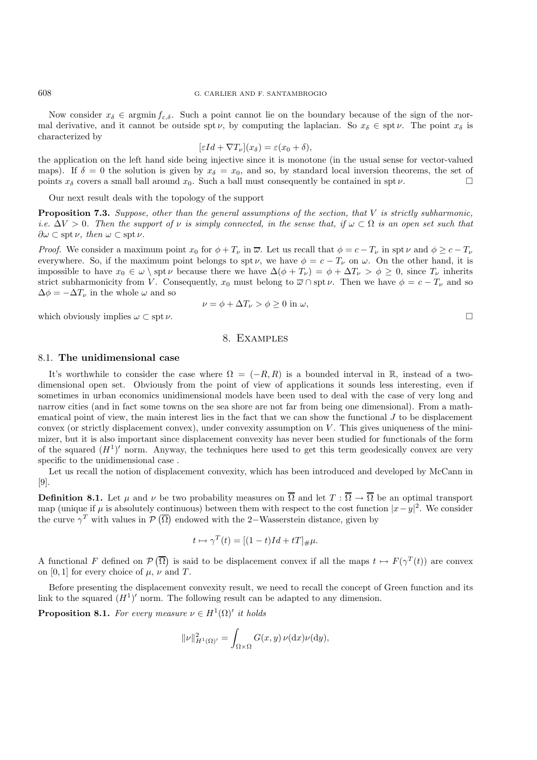Now consider $x_\delta \in \operatorname{argmin} f_{\varepsilon,\delta}$. Such a point cannot lie on the boundary because of the sign of the normal derivative, and it cannot be outside $\operatorname{spt}\nu$, by computing the laplacian. So $x_\delta \in \operatorname{spt}\nu$. The point $x_\delta$ is characterized by

$$[\varepsilon Id + \nabla T_\nu](x_\delta) = \varepsilon(x_0 + \delta),$$

the application on the left hand side being injective since it is monotone (in the usual sense for vector-valued maps). If $\delta = 0$ the solution is given by $x_\delta = x_0$, and so, by standard local inversion theorems, the set of points $x_\delta$ covers a small ball around $x_0$. Such a ball must consequently be contained in $\operatorname{spt}\nu$. □

Our next result deals with the topology of the support

**Proposition 7.3.** *Suppose, other than the general assumptions of the section, that $V$ is strictly subharmonic, i.e. $\Delta V > 0$. Then the support of $\nu$ is simply connected, in the sense that, if $\omega \subset \Omega$ is an open set such that $\partial\omega \subset \operatorname{spt}\nu$, then $\omega \subset \operatorname{spt}\nu$.*

*Proof.* We consider a maximum point $x_0$ for $\phi + T_\nu$ in $\overline{\omega}$. Let us recall that $\phi = c - T_\nu$ in $\operatorname{spt}\nu$ and $\phi \geq c - T_\nu$ everywhere. So, if the maximum point belongs to $\operatorname{spt}\nu$, we have $\phi = c - T_\nu$ on $\omega$. On the other hand, it is impossible to have $x_0 \in \omega \setminus \operatorname{spt}\nu$ because there we have $\Delta(\phi + T_\nu) = \phi + \Delta T_\nu > \phi \geq 0$, since $T_\nu$ inherits strict subharmonicity from $V$. Consequently, $x_0$ must belong to $\overline{\omega} \cap \operatorname{spt}\nu$. Then we have $\phi = c - T_\nu$ and so $\Delta\phi = -\Delta T_\nu$ in the whole $\omega$ and so

$$\nu = \phi + \Delta T_\nu > \phi \geq 0 \text{ in } \omega,$$

which obviously implies $\omega \subset \operatorname{spt}\nu$. □

## 8. Examples

### 8.1. The unidimensional case

It's worthwhile to consider the case where $\Omega = (-R, R)$ is a bounded interval in $\mathbb{R}$, instead of a two-dimensional open set. Obviously from the point of view of applications it sounds less interesting, even if sometimes in urban economics unidimensional models have been used to deal with the case of very long and narrow cities (and in fact some towns on the sea shore are not far from being one dimensional). From a mathematical point of view, the main interest lies in the fact that we can show the functional $J$ to be displacement convex (or strictly displacement convex), under convexity assumption on $V$. This gives uniqueness of the minimizer, but it is also important since displacement convexity has never been studied for functionals of the form of the squared $(H^1)'$ norm. Anyway, the techniques here used to get this term geodesically convex are very specific to the unidimensional case .

Let us recall the notion of displacement convexity, which has been introduced and developed by McCann in [9].

**Definition 8.1.** Let $\mu$ and $\nu$ be two probability measures on $\overline{\Omega}$ and let $T : \overline{\Omega} \to \overline{\Omega}$ be an optimal transport map (unique if $\mu$ is absolutely continuous) between them with respect to the cost function $|x-y|^2$. We consider the curve $\gamma^T$ with values in $\mathcal{P}(\overline{\Omega})$ endowed with the 2−Wasserstein distance, given by

$$t \mapsto \gamma^T(t) = [(1-t)Id + tT]_\# \mu.$$

A functional $F$ defined on $\mathcal{P}(\overline{\Omega})$ is said to be displacement convex if all the maps $t \mapsto F(\gamma^T(t))$ are convex on $[0,1]$ for every choice of $\mu$, $\nu$ and $T$.

Before presenting the displacement convexity result, we need to recall the concept of Green function and its link to the squared $(H^1)'$ norm. The following result can be adapted to any dimension.

**Proposition 8.1.** *For every measure $\nu \in H^1(\Omega)'$ it holds*

$$\|\nu\|^2_{H^1(\Omega)'} = \int_{\Omega\times\Omega} G(x,y)\,\nu(\mathrm{d}x)\nu(\mathrm{d}y),$$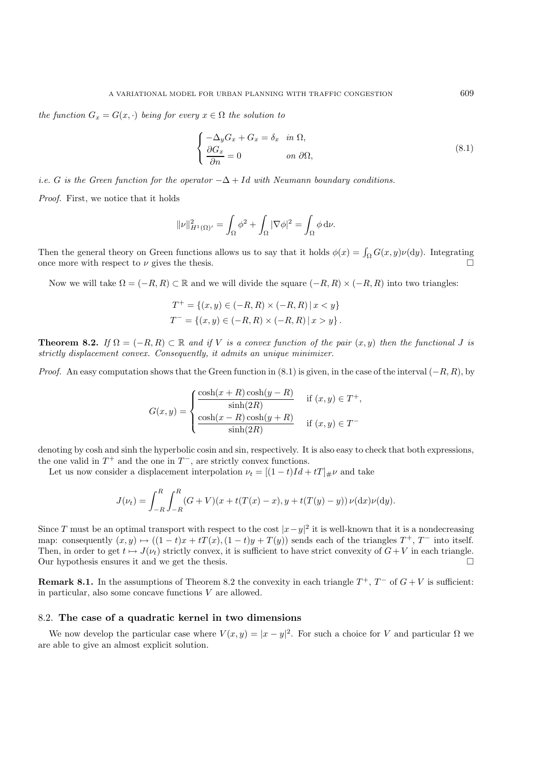*the function $G_x = G(x, \cdot)$ being for every $x \in \Omega$ the solution to*

$$
\begin{cases} -\Delta_y G_x + G_x = \delta_x & \text{in } \Omega, \\ \dfrac{\partial G_x}{\partial n} = 0 & \text{on } \partial\Omega, \end{cases} \tag{8.1}
$$

*i.e. $G$ is the Green function for the operator $-\Delta + Id$ with Neumann boundary conditions.*

*Proof.* First, we notice that it holds

$$
\|\nu\|^2_{H^1(\Omega)'} = \int_\Omega \phi^2 + \int_\Omega |\nabla \phi|^2 = \int_\Omega \phi \, \mathrm{d}\nu.
$$

Then the general theory on Green functions allows us to say that it holds $\phi(x) = \int_\Omega G(x,y)\nu(\mathrm{d}y)$. Integrating once more with respect to $\nu$ gives the thesis. □

Now we will take $\Omega = (-R, R) \subset \mathbb{R}$ and we will divide the square $(-R, R) \times (-R, R)$ into two triangles:

$$
T^+ = \{(x, y) \in (-R, R) \times (-R, R) \,|\, x < y\}
$$
$$
T^- = \{(x, y) \in (-R, R) \times (-R, R) \,|\, x > y\}.
$$

**Theorem 8.2.** *If $\Omega = (-R, R) \subset \mathbb{R}$ and if $V$ is a convex function of the pair $(x, y)$ then the functional $J$ is strictly displacement convex. Consequently, it admits an unique minimizer.*

*Proof.* An easy computation shows that the Green function in (8.1) is given, in the case of the interval $(-R, R)$, by

$$
G(x, y) = \begin{cases} \dfrac{\cosh(x + R)\cosh(y - R)}{\sinh(2R)} & \text{if } (x, y) \in T^+, \\ \dfrac{\cosh(x - R)\cosh(y + R)}{\sinh(2R)} & \text{if } (x, y) \in T^- \end{cases}
$$

denoting by cosh and sinh the hyperbolic cosin and sin, respectively. It is also easy to check that both expressions, the one valid in $T^+$ and the one in $T^-$, are strictly convex functions.

Let us now consider a displacement interpolation $\nu_t = [(1 - t)Id + tT]_\# \nu$ and take

$$
J(\nu_t) = \int_{-R}^{R} \int_{-R}^{R} (G + V)(x + t(T(x) - x), y + t(T(y) - y)) \, \nu(\mathrm{d}x)\nu(\mathrm{d}y).
$$

Since $T$ must be an optimal transport with respect to the cost $|x-y|^2$ it is well-known that it is a nondecreasing map: consequently $(x, y) \mapsto ((1 - t)x + tT(x), (1 - t)y + T(y))$ sends each of the triangles $T^+$, $T^-$ into itself. Then, in order to get $t \mapsto J(\nu_t)$ strictly convex, it is sufficient to have strict convexity of $G + V$ in each triangle. Our hypothesis ensures it and we get the thesis. □

**Remark 8.1.** In the assumptions of Theorem 8.2 the convexity in each triangle $T^+$, $T^-$ of $G + V$ is sufficient: in particular, also some concave functions $V$ are allowed.

### 8.2. **The case of a quadratic kernel in two dimensions**

We now develop the particular case where $V(x, y) = |x - y|^2$. For such a choice for $V$ and particular $\Omega$ we are able to give an almost explicit solution.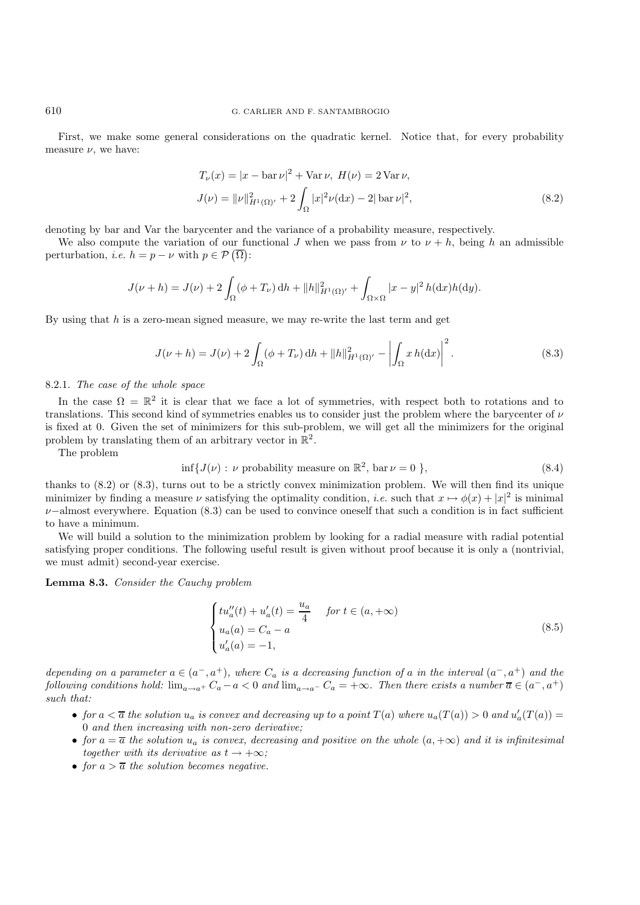First, we make some general considerations on the quadratic kernel. Notice that, for every probability measure $\nu$, we have:

$$
T_\nu(x) = |x - \mathrm{bar}\,\nu|^2 + \mathrm{Var}\,\nu,\ H(\nu) = 2\,\mathrm{Var}\,\nu,
$$

$$
J(\nu) = \|\nu\|^2_{H^1(\Omega)'} + 2\int_\Omega |x|^2 \nu(\mathrm{d}x) - 2|\,\mathrm{bar}\,\nu|^2, \tag{8.2}
$$

denoting by bar and Var the barycenter and the variance of a probability measure, respectively.

We also compute the variation of our functional $J$ when we pass from $\nu$ to $\nu + h$, being $h$ an admissible perturbation, *i.e.* $h = p - \nu$ with $p \in \mathcal{P}\left(\overline{\Omega}\right)$:

$$
J(\nu + h) = J(\nu) + 2\int_\Omega (\phi + T_\nu)\,\mathrm{d}h + \|h\|^2_{H^1(\Omega)'} + \int_{\Omega\times\Omega} |x-y|^2\, h(\mathrm{d}x)h(\mathrm{d}y).
$$

By using that $h$ is a zero-mean signed measure, we may re-write the last term and get

$$
J(\nu + h) = J(\nu) + 2\int_\Omega (\phi + T_\nu)\,\mathrm{d}h + \|h\|^2_{H^1(\Omega)'} - \left|\int_\Omega x\, h(\mathrm{d}x)\right|^2. \tag{8.3}
$$

8.2.1. *The case of the whole space*

In the case $\Omega = \mathbb{R}^2$ it is clear that we face a lot of symmetries, with respect both to rotations and to translations. This second kind of symmetries enables us to consider just the problem where the barycenter of $\nu$ is fixed at 0. Given the set of minimizers for this sub-problem, we will get all the minimizers for the original problem by translating them of an arbitrary vector in $\mathbb{R}^2$.

The problem

$$
\inf\{J(\nu) :\ \nu \text{ probability measure on } \mathbb{R}^2,\ \mathrm{bar}\,\nu = 0\ \}, \tag{8.4}
$$

thanks to (8.2) or (8.3), turns out to be a strictly convex minimization problem. We will then find its unique minimizer by finding a measure $\nu$ satisfying the optimality condition, *i.e.* such that $x \mapsto \phi(x) + |x|^2$ is minimal $\nu-$almost everywhere. Equation (8.3) can be used to convince oneself that such a condition is in fact sufficient to have a minimum.

We will build a solution to the minimization problem by looking for a radial measure with radial potential satisfying proper conditions. The following useful result is given without proof because it is only a (nontrivial, we must admit) second-year exercise.

**Lemma 8.3.** *Consider the Cauchy problem*

$$
\begin{cases}
tu_a''(t) + u_a'(t) = \dfrac{u_a}{4} & \text{for } t \in (a, +\infty) \\
u_a(a) = C_a - a \\
u_a'(a) = -1,
\end{cases} \tag{8.5}
$$

*depending on a parameter $a \in (a^-, a^+)$, where $C_a$ is a decreasing function of $a$ in the interval $(a^-, a^+)$ and the following conditions hold: $\lim_{a\to a^+} C_a - a < 0$ and $\lim_{a\to a^-} C_a = +\infty$. Then there exists a number $\overline{a} \in (a^-, a^+)$ such that:*

- *for $a < \overline{a}$ the solution $u_a$ is convex and decreasing up to a point $T(a)$ where $u_a(T(a)) > 0$ and $u_a'(T(a)) = 0$ and then increasing with non-zero derivative;*
- *for $a = \overline{a}$ the solution $u_a$ is convex, decreasing and positive on the whole $(a, +\infty)$ and it is infinitesimal together with its derivative as $t \to +\infty$;*
- *for $a > \overline{a}$ the solution becomes negative.*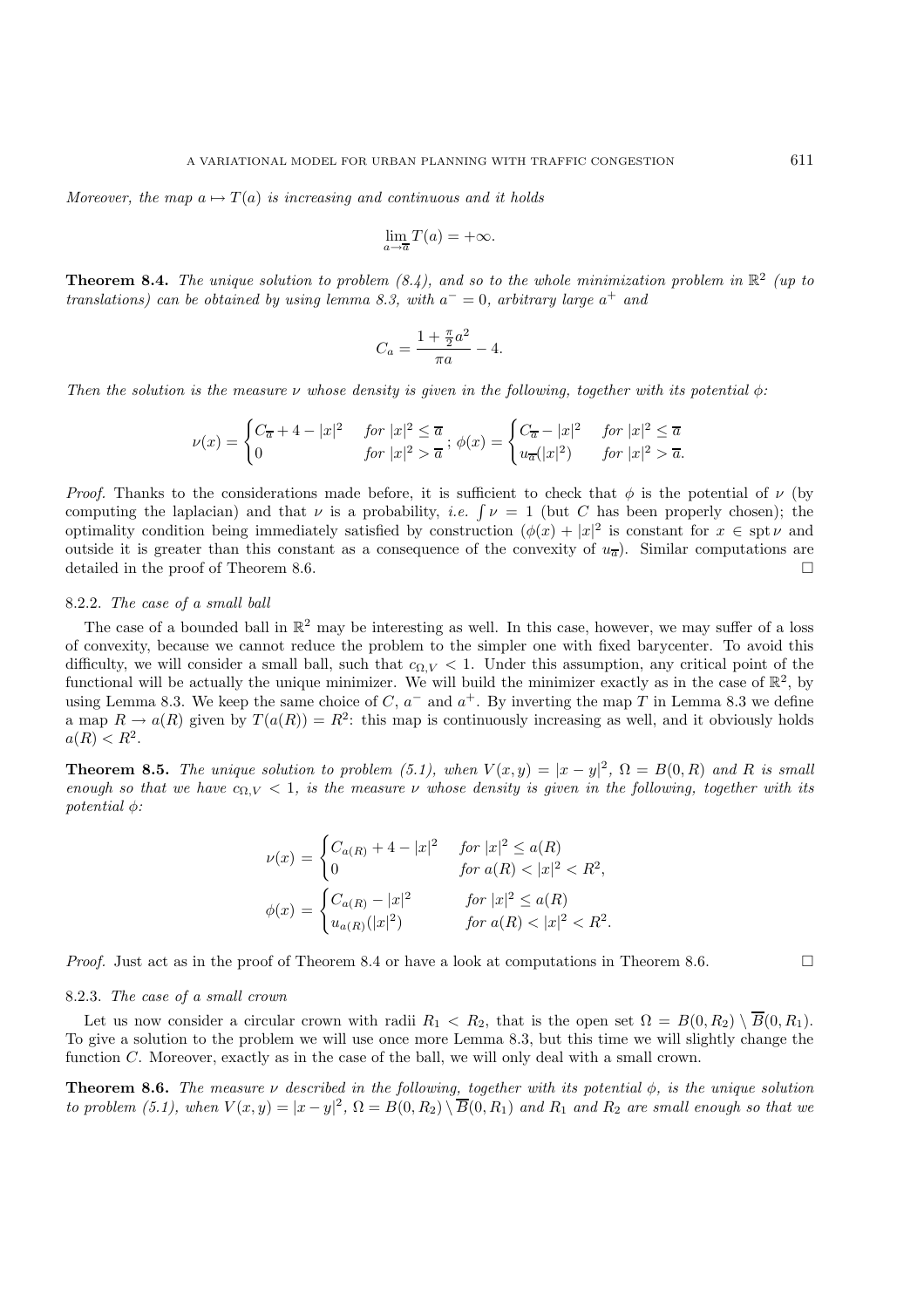*Moreover, the map $a \mapsto T(a)$ is increasing and continuous and it holds*

$$\lim_{a \to \overline{a}} T(a) = +\infty.$$

**Theorem 8.4.** *The unique solution to problem (8.4), and so to the whole minimization problem in $\mathbb{R}^2$ (up to translations) can be obtained by using lemma 8.3, with $a^- = 0$, arbitrary large $a^+$ and*

$$C_a = \frac{1 + \frac{\pi}{2}a^2}{\pi a} - 4.$$

*Then the solution is the measure $\nu$ whose density is given in the following, together with its potential $\phi$:*

$$\nu(x) = \begin{cases} C_{\overline{a}} + 4 - |x|^2 & \text{for } |x|^2 \le \overline{a} \\ 0 & \text{for } |x|^2 > \overline{a} \end{cases}; \; \phi(x) = \begin{cases} C_{\overline{a}} - |x|^2 & \text{for } |x|^2 \le \overline{a} \\ u_{\overline{a}}(|x|^2) & \text{for } |x|^2 > \overline{a}. \end{cases}$$

*Proof.* Thanks to the considerations made before, it is sufficient to check that $\phi$ is the potential of $\nu$ (by computing the laplacian) and that $\nu$ is a probability, *i.e.* $\int \nu = 1$ (but $C$ has been properly chosen); the optimality condition being immediately satisfied by construction ($\phi(x) + |x|^2$ is constant for $x \in \operatorname{spt} \nu$ and outside it is greater than this constant as a consequence of the convexity of $u_{\overline{a}}$). Similar computations are detailed in the proof of Theorem 8.6. $\square$

#### 8.2.2. *The case of a small ball*

The case of a bounded ball in $\mathbb{R}^2$ may be interesting as well. In this case, however, we may suffer of a loss of convexity, because we cannot reduce the problem to the simpler one with fixed barycenter. To avoid this difficulty, we will consider a small ball, such that $c_{\Omega,V} < 1$. Under this assumption, any critical point of the functional will be actually the unique minimizer. We will build the minimizer exactly as in the case of $\mathbb{R}^2$, by using Lemma 8.3. We keep the same choice of $C$, $a^-$ and $a^+$. By inverting the map $T$ in Lemma 8.3 we define a map $R \to a(R)$ given by $T(a(R)) = R^2$: this map is continuously increasing as well, and it obviously holds $a(R) < R^2$.

**Theorem 8.5.** *The unique solution to problem (5.1), when $V(x, y) = |x - y|^2$, $\Omega = B(0, R)$ and $R$ is small enough so that we have $c_{\Omega,V} < 1$, is the measure $\nu$ whose density is given in the following, together with its potential $\phi$:*

$$\nu(x) = \begin{cases} C_{a(R)} + 4 - |x|^2 & \text{for } |x|^2 \le a(R) \\ 0 & \text{for } a(R) < |x|^2 < R^2, \end{cases}$$

$$\phi(x) = \begin{cases} C_{a(R)} - |x|^2 & \text{for } |x|^2 \le a(R) \\ u_{a(R)}(|x|^2) & \text{for } a(R) < |x|^2 < R^2. \end{cases}$$

*Proof.* Just act as in the proof of Theorem 8.4 or have a look at computations in Theorem 8.6. $\square$

#### 8.2.3. *The case of a small crown*

Let us now consider a circular crown with radii $R_1 < R_2$, that is the open set $\Omega = B(0, R_2) \setminus \overline{B}(0, R_1)$. To give a solution to the problem we will use once more Lemma 8.3, but this time we will slightly change the function $C$. Moreover, exactly as in the case of the ball, we will only deal with a small crown.

**Theorem 8.6.** *The measure $\nu$ described in the following, together with its potential $\phi$, is the unique solution to problem (5.1), when $V(x, y) = |x - y|^2$, $\Omega = B(0, R_2) \setminus \overline{B}(0, R_1)$ and $R_1$ and $R_2$ are small enough so that we*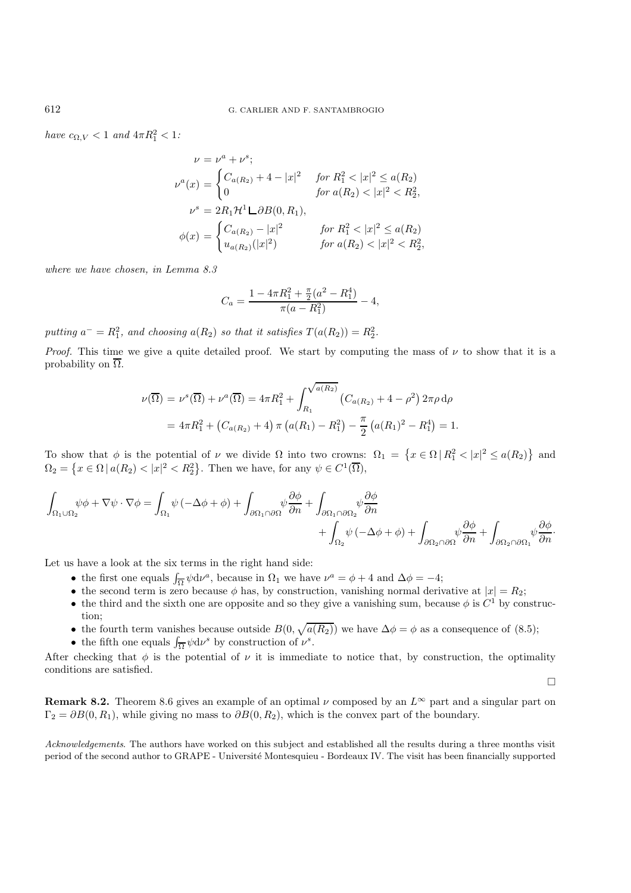*have* $c_{\Omega,V} < 1$ *and* $4\pi R_1^2 < 1$*:*

$$
\begin{aligned}
\nu &= \nu^a + \nu^s;\\
\nu^a(x) &= \begin{cases} C_{a(R_2)} + 4 - |x|^2 & \text{for } R_1^2 < |x|^2 \le a(R_2)\\ 0 & \text{for } a(R_2) < |x|^2 < R_2^2,\end{cases}\\
\nu^s &= 2R_1 \mathcal{H}^1 \llcorner \partial B(0, R_1),\\
\phi(x) &= \begin{cases} C_{a(R_2)} - |x|^2 & \text{for } R_1^2 < |x|^2 \le a(R_2)\\ u_{a(R_2)}(|x|^2) & \text{for } a(R_2) < |x|^2 < R_2^2,\end{cases}
\end{aligned}
$$

*where we have chosen, in Lemma 8.3*

$$
C_a = \frac{1 - 4\pi R_1^2 + \frac{\pi}{2}(a^2 - R_1^4)}{\pi(a - R_1^2)} - 4,
$$

*putting* $a^- = R_1^2$*, and choosing* $a(R_2)$ *so that it satisfies* $T(a(R_2)) = R_2^2$*.*

*Proof.* This time we give a quite detailed proof. We start by computing the mass of $\nu$ to show that it is a probability on $\overline{\Omega}$.

$$
\begin{aligned}
\nu(\overline{\Omega}) &= \nu^s(\overline{\Omega}) + \nu^a(\overline{\Omega}) = 4\pi R_1^2 + \int_{R_1}^{\sqrt{a(R_2)}} \left(C_{a(R_2)} + 4 - \rho^2\right) 2\pi\rho \,\mathrm{d}\rho\\
&= 4\pi R_1^2 + \left(C_{a(R_2)} + 4\right)\pi\left(a(R_1) - R_1^2\right) - \frac{\pi}{2}\left(a(R_1)^2 - R_1^4\right) = 1.
\end{aligned}
$$

To show that $\phi$ is the potential of $\nu$ we divide $\Omega$ into two crowns: $\Omega_1 = \left\{x \in \Omega \,|\, R_1^2 < |x|^2 \le a(R_2)\right\}$ and $\Omega_2 = \left\{x \in \Omega \,|\, a(R_2) < |x|^2 < R_2^2\right\}$. Then we have, for any $\psi \in C^1(\overline{\Omega})$,

$$
\begin{aligned}
\int_{\Omega_1 \cup \Omega_2} \psi\phi + \nabla\psi \cdot \nabla\phi = \int_{\Omega_1} \psi\left(-\Delta\phi + \phi\right) + \int_{\partial\Omega_1 \cap \partial\Omega} \psi \frac{\partial\phi}{\partial n} + \int_{\partial\Omega_1 \cap \partial\Omega_2} \psi \frac{\partial\phi}{\partial n}\\
+ \int_{\Omega_2} \psi\left(-\Delta\phi + \phi\right) + \int_{\partial\Omega_2 \cap \partial\Omega} \psi \frac{\partial\phi}{\partial n} + \int_{\partial\Omega_2 \cap \partial\Omega_1} \psi \frac{\partial\phi}{\partial n}\cdot
\end{aligned}
$$

Let us have a look at the six terms in the right hand side:

- the first one equals $\int_{\overline{\Omega}} \psi \mathrm{d}\nu^a$, because in $\Omega_1$ we have $\nu^a = \phi + 4$ and $\Delta\phi = -4$;
- the second term is zero because $\phi$ has, by construction, vanishing normal derivative at $|x| = R_2$;
- the third and the sixth one are opposite and so they give a vanishing sum, because $\phi$ is $C^1$ by construction;
- the fourth term vanishes because outside $B(0, \sqrt{a(R_2)})$ we have $\Delta\phi = \phi$ as a consequence of (8.5);
- the fifth one equals $\int_{\overline{\Omega}} \psi \mathrm{d}\nu^s$ by construction of $\nu^s$.

After checking that $\phi$ is the potential of $\nu$ it is immediate to notice that, by construction, the optimality conditions are satisfied.

□

**Remark 8.2.** Theorem 8.6 gives an example of an optimal $\nu$ composed by an $L^\infty$ part and a singular part on $\Gamma_2 = \partial B(0, R_1)$, while giving no mass to $\partial B(0, R_2)$, which is the convex part of the boundary.

*Acknowledgements*. The authors have worked on this subject and established all the results during a three months visit period of the second author to GRAPE - Université Montesquieu - Bordeaux IV. The visit has been financially supported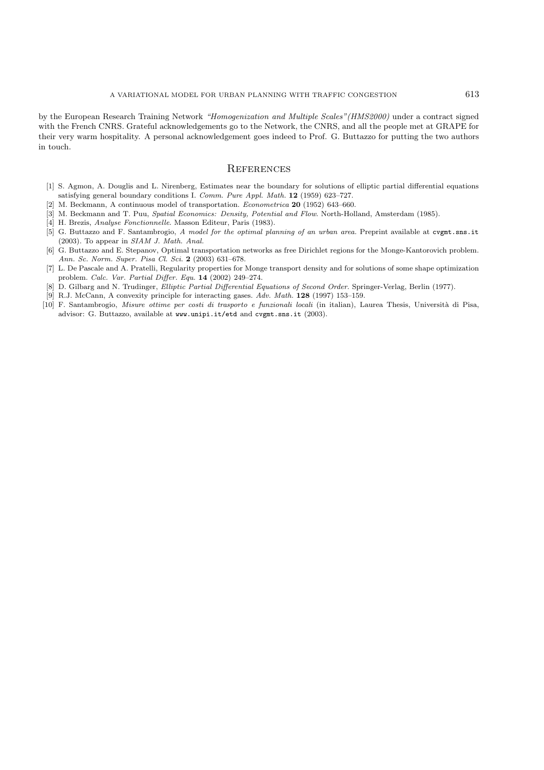by the European Research Training Network *"Homogenization and Multiple Scales"(HMS2000)* under a contract signed with the French CNRS. Grateful acknowledgements go to the Network, the CNRS, and all the people met at GRAPE for their very warm hospitality. A personal acknowledgement goes indeed to Prof. G. Buttazzo for putting the two authors in touch.

## References

[1] S. Agmon, A. Douglis and L. Nirenberg, Estimates near the boundary for solutions of elliptic partial differential equations satisfying general boundary conditions I. *Comm. Pure Appl. Math.* **12** (1959) 623–727.

[2] M. Beckmann, A continuous model of transportation. *Econometrica* **20** (1952) 643–660.

[3] M. Beckmann and T. Puu, *Spatial Economics: Density, Potential and Flow*. North-Holland, Amsterdam (1985).

[4] H. Brezis, *Analyse Fonctionnelle*. Masson Editeur, Paris (1983).

[5] G. Buttazzo and F. Santambrogio, *A model for the optimal planning of an urban area*. Preprint available at `cvgmt.sns.it` (2003). To appear in *SIAM J. Math. Anal.*

[6] G. Buttazzo and E. Stepanov, Optimal transportation networks as free Dirichlet regions for the Monge-Kantorovich problem. *Ann. Sc. Norm. Super. Pisa Cl. Sci.* **2** (2003) 631–678.

[7] L. De Pascale and A. Pratelli, Regularity properties for Monge transport density and for solutions of some shape optimization problem. *Calc. Var. Partial Differ. Equ.* **14** (2002) 249–274.

[8] D. Gilbarg and N. Trudinger, *Elliptic Partial Differential Equations of Second Order*. Springer-Verlag, Berlin (1977).

[9] R.J. McCann, A convexity principle for interacting gases. *Adv. Math.* **128** (1997) 153–159.

[10] F. Santambrogio, *Misure ottime per costi di trasporto e funzionali locali* (in italian), Laurea Thesis, Università di Pisa, advisor: G. Buttazzo, available at `www.unipi.it/etd` and `cvgmt.sns.it` (2003).